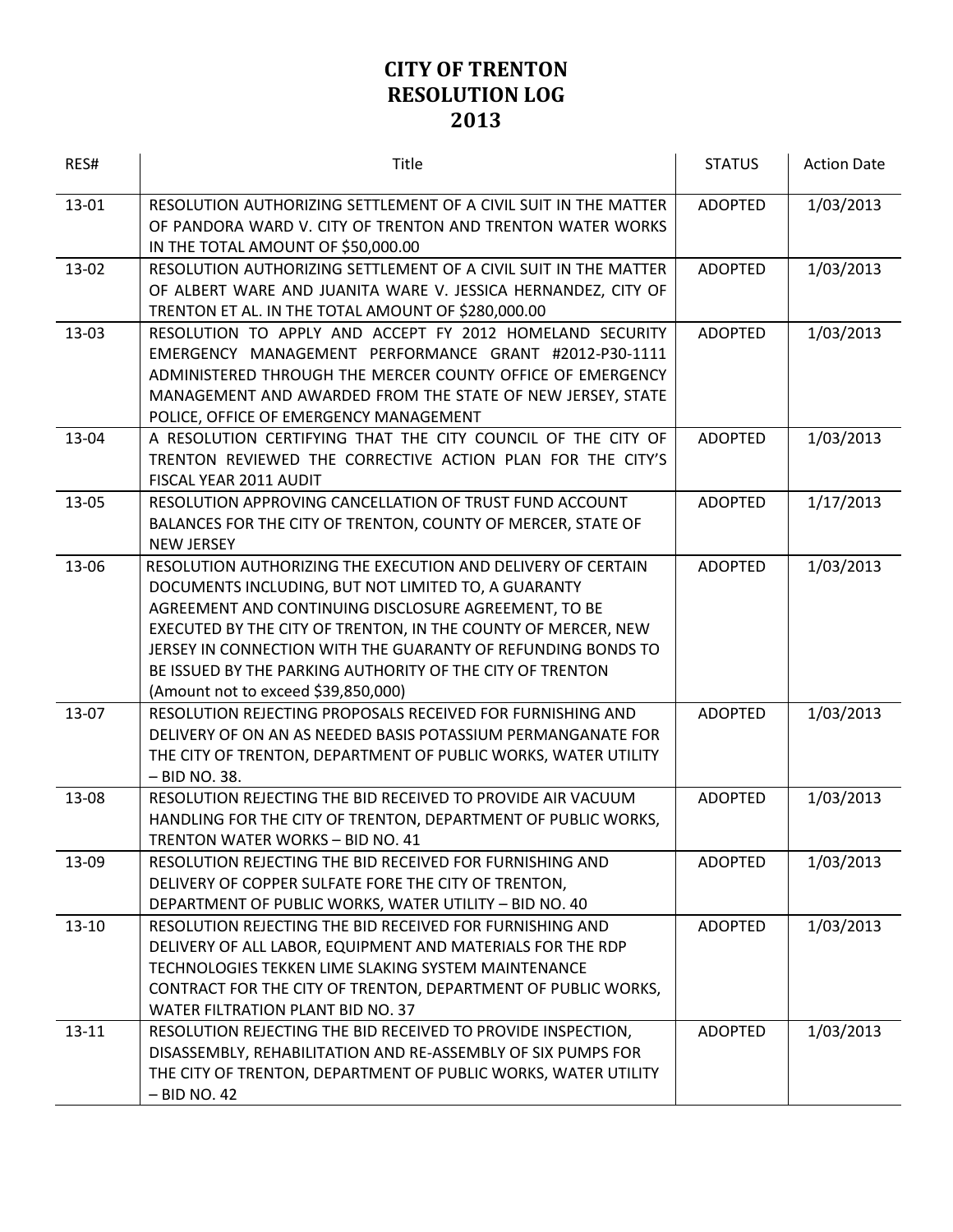# CITY OF TRENTON
# RESOLUTION LOG
# 2013

| RES# | Title | STATUS | Action Date |
|---|---|---|---|
| 13-01 | RESOLUTION AUTHORIZING SETTLEMENT OF A CIVIL SUIT IN THE MATTER OF PANDORA WARD V. CITY OF TRENTON AND TRENTON WATER WORKS IN THE TOTAL AMOUNT OF $50,000.00 | ADOPTED | 1/03/2013 |
| 13-02 | RESOLUTION AUTHORIZING SETTLEMENT OF A CIVIL SUIT IN THE MATTER OF ALBERT WARE AND JUANITA WARE V. JESSICA HERNANDEZ, CITY OF TRENTON ET AL. IN THE TOTAL AMOUNT OF $280,000.00 | ADOPTED | 1/03/2013 |
| 13-03 | RESOLUTION TO APPLY AND ACCEPT FY 2012 HOMELAND SECURITY EMERGENCY MANAGEMENT PERFORMANCE GRANT #2012-P30-1111 ADMINISTERED THROUGH THE MERCER COUNTY OFFICE OF EMERGENCY MANAGEMENT AND AWARDED FROM THE STATE OF NEW JERSEY, STATE POLICE, OFFICE OF EMERGENCY MANAGEMENT | ADOPTED | 1/03/2013 |
| 13-04 | A RESOLUTION CERTIFYING THAT THE CITY COUNCIL OF THE CITY OF TRENTON REVIEWED THE CORRECTIVE ACTION PLAN FOR THE CITY'S FISCAL YEAR 2011 AUDIT | ADOPTED | 1/03/2013 |
| 13-05 | RESOLUTION APPROVING CANCELLATION OF TRUST FUND ACCOUNT BALANCES FOR THE CITY OF TRENTON, COUNTY OF MERCER, STATE OF NEW JERSEY | ADOPTED | 1/17/2013 |
| 13-06 | RESOLUTION AUTHORIZING THE EXECUTION AND DELIVERY OF CERTAIN DOCUMENTS INCLUDING, BUT NOT LIMITED TO, A GUARANTY AGREEMENT AND CONTINUING DISCLOSURE AGREEMENT, TO BE EXECUTED BY THE CITY OF TRENTON, IN THE COUNTY OF MERCER, NEW JERSEY IN CONNECTION WITH THE GUARANTY OF REFUNDING BONDS TO BE ISSUED BY THE PARKING AUTHORITY OF THE CITY OF TRENTON (Amount not to exceed $39,850,000) | ADOPTED | 1/03/2013 |
| 13-07 | RESOLUTION REJECTING PROPOSALS RECEIVED FOR FURNISHING AND DELIVERY OF ON AN AS NEEDED BASIS POTASSIUM PERMANGANATE FOR THE CITY OF TRENTON, DEPARTMENT OF PUBLIC WORKS, WATER UTILITY – BID NO. 38. | ADOPTED | 1/03/2013 |
| 13-08 | RESOLUTION REJECTING THE BID RECEIVED TO PROVIDE AIR VACUUM HANDLING FOR THE CITY OF TRENTON, DEPARTMENT OF PUBLIC WORKS, TRENTON WATER WORKS – BID NO. 41 | ADOPTED | 1/03/2013 |
| 13-09 | RESOLUTION REJECTING THE BID RECEIVED FOR FURNISHING AND DELIVERY OF COPPER SULFATE FORE THE CITY OF TRENTON, DEPARTMENT OF PUBLIC WORKS, WATER UTILITY – BID NO. 40 | ADOPTED | 1/03/2013 |
| 13-10 | RESOLUTION REJECTING THE BID RECEIVED FOR FURNISHING AND DELIVERY OF ALL LABOR, EQUIPMENT AND MATERIALS FOR THE RDP TECHNOLOGIES TEKKEN LIME SLAKING SYSTEM MAINTENANCE CONTRACT FOR THE CITY OF TRENTON, DEPARTMENT OF PUBLIC WORKS, WATER FILTRATION PLANT BID NO. 37 | ADOPTED | 1/03/2013 |
| 13-11 | RESOLUTION REJECTING THE BID RECEIVED TO PROVIDE INSPECTION, DISASSEMBLY, REHABILITATION AND RE-ASSEMBLY OF SIX PUMPS FOR THE CITY OF TRENTON, DEPARTMENT OF PUBLIC WORKS, WATER UTILITY – BID NO. 42 | ADOPTED | 1/03/2013 |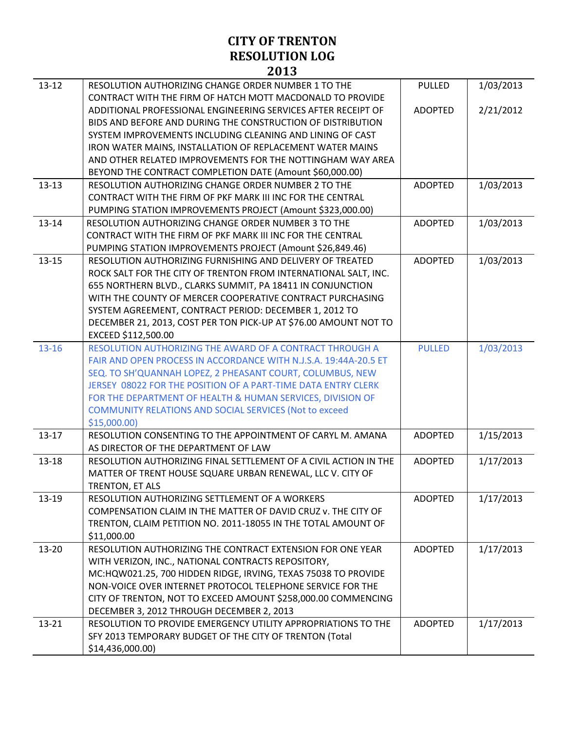# CITY OF TRENTON
# RESOLUTION LOG
# 2013

| | | | |
|---|---|---|---|
| 13-12 | RESOLUTION AUTHORIZING CHANGE ORDER NUMBER 1 TO THE CONTRACT WITH THE FIRM OF HATCH MOTT MACDONALD TO PROVIDE ADDITIONAL PROFESSIONAL ENGINEERING SERVICES AFTER RECEIPT OF BIDS AND BEFORE AND DURING THE CONSTRUCTION OF DISTRIBUTION SYSTEM IMPROVEMENTS INCLUDING CLEANING AND LINING OF CAST IRON WATER MAINS, INSTALLATION OF REPLACEMENT WATER MAINS AND OTHER RELATED IMPROVEMENTS FOR THE NOTTINGHAM WAY AREA BEYOND THE CONTRACT COMPLETION DATE (Amount $60,000.00) | PULLED<br><br>ADOPTED | 1/03/2013<br><br>2/21/2012 |
| 13-13 | RESOLUTION AUTHORIZING CHANGE ORDER NUMBER 2 TO THE CONTRACT WITH THE FIRM OF PKF MARK III INC FOR THE CENTRAL PUMPING STATION IMPROVEMENTS PROJECT (Amount $323,000.00) | ADOPTED | 1/03/2013 |
| 13-14 | RESOLUTION AUTHORIZING CHANGE ORDER NUMBER 3 TO THE CONTRACT WITH THE FIRM OF PKF MARK III INC FOR THE CENTRAL PUMPING STATION IMPROVEMENTS PROJECT (Amount $26,849.46) | ADOPTED | 1/03/2013 |
| 13-15 | RESOLUTION AUTHORIZING FURNISHING AND DELIVERY OF TREATED ROCK SALT FOR THE CITY OF TRENTON FROM INTERNATIONAL SALT, INC. 655 NORTHERN BLVD., CLARKS SUMMIT, PA 18411 IN CONJUNCTION WITH THE COUNTY OF MERCER COOPERATIVE CONTRACT PURCHASING SYSTEM AGREEMENT, CONTRACT PERIOD: DECEMBER 1, 2012 TO DECEMBER 21, 2013, COST PER TON PICK-UP AT $76.00 AMOUNT NOT TO EXCEED $112,500.00 | ADOPTED | 1/03/2013 |
| 13-16 | RESOLUTION AUTHORIZING THE AWARD OF A CONTRACT THROUGH A FAIR AND OPEN PROCESS IN ACCORDANCE WITH N.J.S.A. 19:44A-20.5 ET SEQ. TO SH'QUANNAH LOPEZ, 2 PHEASANT COURT, COLUMBUS, NEW JERSEY 08022 FOR THE POSITION OF A PART-TIME DATA ENTRY CLERK FOR THE DEPARTMENT OF HEALTH & HUMAN SERVICES, DIVISION OF COMMUNITY RELATIONS AND SOCIAL SERVICES (Not to exceed $15,000.00) | PULLED | 1/03/2013 |
| 13-17 | RESOLUTION CONSENTING TO THE APPOINTMENT OF CARYL M. AMANA AS DIRECTOR OF THE DEPARTMENT OF LAW | ADOPTED | 1/15/2013 |
| 13-18 | RESOLUTION AUTHORIZING FINAL SETTLEMENT OF A CIVIL ACTION IN THE MATTER OF TRENT HOUSE SQUARE URBAN RENEWAL, LLC V. CITY OF TRENTON, ET ALS | ADOPTED | 1/17/2013 |
| 13-19 | RESOLUTION AUTHORIZING SETTLEMENT OF A WORKERS COMPENSATION CLAIM IN THE MATTER OF DAVID CRUZ v. THE CITY OF TRENTON, CLAIM PETITION NO. 2011-18055 IN THE TOTAL AMOUNT OF $11,000.00 | ADOPTED | 1/17/2013 |
| 13-20 | RESOLUTION AUTHORIZING THE CONTRACT EXTENSION FOR ONE YEAR WITH VERIZON, INC., NATIONAL CONTRACTS REPOSITORY, MC:HQW021.25, 700 HIDDEN RIDGE, IRVING, TEXAS 75038 TO PROVIDE NON-VOICE OVER INTERNET PROTOCOL TELEPHONE SERVICE FOR THE CITY OF TRENTON, NOT TO EXCEED AMOUNT $258,000.00 COMMENCING DECEMBER 3, 2012 THROUGH DECEMBER 2, 2013 | ADOPTED | 1/17/2013 |
| 13-21 | RESOLUTION TO PROVIDE EMERGENCY UTILITY APPROPRIATIONS TO THE SFY 2013 TEMPORARY BUDGET OF THE CITY OF TRENTON (Total $14,436,000.00) | ADOPTED | 1/17/2013 |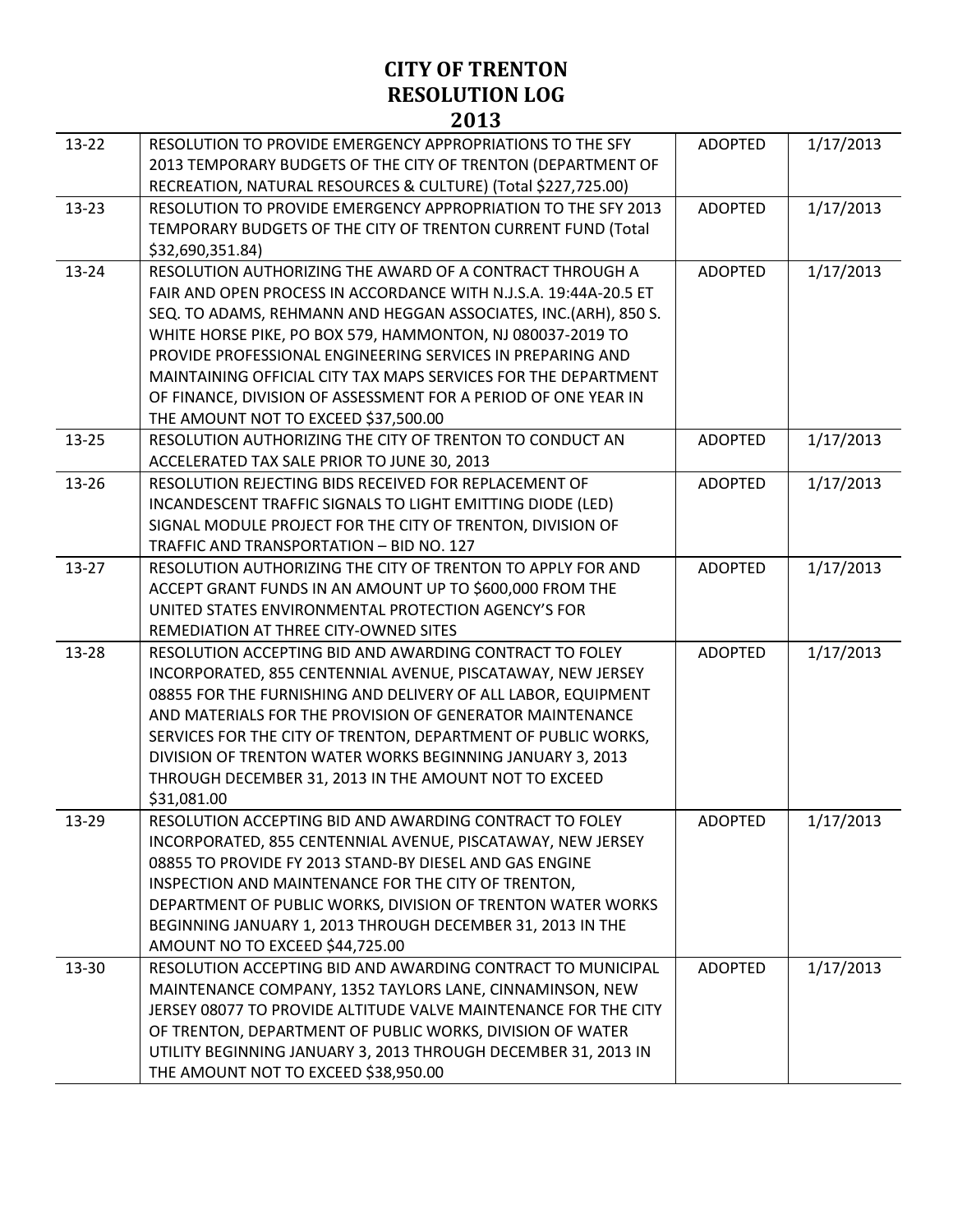# CITY OF TRENTON
# RESOLUTION LOG
# 2013

| | | | |
|---|---|---|---|
| 13-22 | RESOLUTION TO PROVIDE EMERGENCY APPROPRIATIONS TO THE SFY 2013 TEMPORARY BUDGETS OF THE CITY OF TRENTON (DEPARTMENT OF RECREATION, NATURAL RESOURCES & CULTURE) (Total $227,725.00) | ADOPTED | 1/17/2013 |
| 13-23 | RESOLUTION TO PROVIDE EMERGENCY APPROPRIATION TO THE SFY 2013 TEMPORARY BUDGETS OF THE CITY OF TRENTON CURRENT FUND (Total $32,690,351.84) | ADOPTED | 1/17/2013 |
| 13-24 | RESOLUTION AUTHORIZING THE AWARD OF A CONTRACT THROUGH A FAIR AND OPEN PROCESS IN ACCORDANCE WITH N.J.S.A. 19:44A-20.5 ET SEQ. TO ADAMS, REHMANN AND HEGGAN ASSOCIATES, INC.(ARH), 850 S. WHITE HORSE PIKE, PO BOX 579, HAMMONTON, NJ 080037-2019 TO PROVIDE PROFESSIONAL ENGINEERING SERVICES IN PREPARING AND MAINTAINING OFFICIAL CITY TAX MAPS SERVICES FOR THE DEPARTMENT OF FINANCE, DIVISION OF ASSESSMENT FOR A PERIOD OF ONE YEAR IN THE AMOUNT NOT TO EXCEED $37,500.00 | ADOPTED | 1/17/2013 |
| 13-25 | RESOLUTION AUTHORIZING THE CITY OF TRENTON TO CONDUCT AN ACCELERATED TAX SALE PRIOR TO JUNE 30, 2013 | ADOPTED | 1/17/2013 |
| 13-26 | RESOLUTION REJECTING BIDS RECEIVED FOR REPLACEMENT OF INCANDESCENT TRAFFIC SIGNALS TO LIGHT EMITTING DIODE (LED) SIGNAL MODULE PROJECT FOR THE CITY OF TRENTON, DIVISION OF TRAFFIC AND TRANSPORTATION – BID NO. 127 | ADOPTED | 1/17/2013 |
| 13-27 | RESOLUTION AUTHORIZING THE CITY OF TRENTON TO APPLY FOR AND ACCEPT GRANT FUNDS IN AN AMOUNT UP TO $600,000 FROM THE UNITED STATES ENVIRONMENTAL PROTECTION AGENCY'S FOR REMEDIATION AT THREE CITY-OWNED SITES | ADOPTED | 1/17/2013 |
| 13-28 | RESOLUTION ACCEPTING BID AND AWARDING CONTRACT TO FOLEY INCORPORATED, 855 CENTENNIAL AVENUE, PISCATAWAY, NEW JERSEY 08855 FOR THE FURNISHING AND DELIVERY OF ALL LABOR, EQUIPMENT AND MATERIALS FOR THE PROVISION OF GENERATOR MAINTENANCE SERVICES FOR THE CITY OF TRENTON, DEPARTMENT OF PUBLIC WORKS, DIVISION OF TRENTON WATER WORKS BEGINNING JANUARY 3, 2013 THROUGH DECEMBER 31, 2013 IN THE AMOUNT NOT TO EXCEED $31,081.00 | ADOPTED | 1/17/2013 |
| 13-29 | RESOLUTION ACCEPTING BID AND AWARDING CONTRACT TO FOLEY INCORPORATED, 855 CENTENNIAL AVENUE, PISCATAWAY, NEW JERSEY 08855 TO PROVIDE FY 2013 STAND-BY DIESEL AND GAS ENGINE INSPECTION AND MAINTENANCE FOR THE CITY OF TRENTON, DEPARTMENT OF PUBLIC WORKS, DIVISION OF TRENTON WATER WORKS BEGINNING JANUARY 1, 2013 THROUGH DECEMBER 31, 2013 IN THE AMOUNT NO TO EXCEED $44,725.00 | ADOPTED | 1/17/2013 |
| 13-30 | RESOLUTION ACCEPTING BID AND AWARDING CONTRACT TO MUNICIPAL MAINTENANCE COMPANY, 1352 TAYLORS LANE, CINNAMINSON, NEW JERSEY 08077 TO PROVIDE ALTITUDE VALVE MAINTENANCE FOR THE CITY OF TRENTON, DEPARTMENT OF PUBLIC WORKS, DIVISION OF WATER UTILITY BEGINNING JANUARY 3, 2013 THROUGH DECEMBER 31, 2013 IN THE AMOUNT NOT TO EXCEED $38,950.00 | ADOPTED | 1/17/2013 |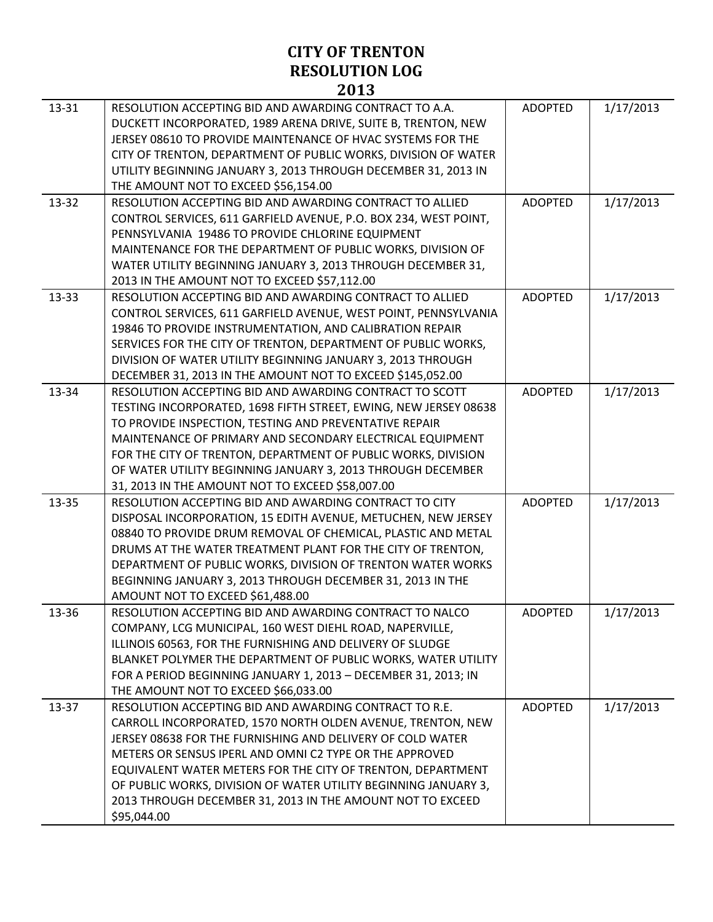# CITY OF TRENTON
# RESOLUTION LOG
# 2013

| | | | |
|---|---|---|---|
| 13-31 | RESOLUTION ACCEPTING BID AND AWARDING CONTRACT TO A.A. DUCKETT INCORPORATED, 1989 ARENA DRIVE, SUITE B, TRENTON, NEW JERSEY 08610 TO PROVIDE MAINTENANCE OF HVAC SYSTEMS FOR THE CITY OF TRENTON, DEPARTMENT OF PUBLIC WORKS, DIVISION OF WATER UTILITY BEGINNING JANUARY 3, 2013 THROUGH DECEMBER 31, 2013 IN THE AMOUNT NOT TO EXCEED $56,154.00 | ADOPTED | 1/17/2013 |
| 13-32 | RESOLUTION ACCEPTING BID AND AWARDING CONTRACT TO ALLIED CONTROL SERVICES, 611 GARFIELD AVENUE, P.O. BOX 234, WEST POINT, PENNSYLVANIA 19486 TO PROVIDE CHLORINE EQUIPMENT MAINTENANCE FOR THE DEPARTMENT OF PUBLIC WORKS, DIVISION OF WATER UTILITY BEGINNING JANUARY 3, 2013 THROUGH DECEMBER 31, 2013 IN THE AMOUNT NOT TO EXCEED $57,112.00 | ADOPTED | 1/17/2013 |
| 13-33 | RESOLUTION ACCEPTING BID AND AWARDING CONTRACT TO ALLIED CONTROL SERVICES, 611 GARFIELD AVENUE, WEST POINT, PENNSYLVANIA 19846 TO PROVIDE INSTRUMENTATION, AND CALIBRATION REPAIR SERVICES FOR THE CITY OF TRENTON, DEPARTMENT OF PUBLIC WORKS, DIVISION OF WATER UTILITY BEGINNING JANUARY 3, 2013 THROUGH DECEMBER 31, 2013 IN THE AMOUNT NOT TO EXCEED $145,052.00 | ADOPTED | 1/17/2013 |
| 13-34 | RESOLUTION ACCEPTING BID AND AWARDING CONTRACT TO SCOTT TESTING INCORPORATED, 1698 FIFTH STREET, EWING, NEW JERSEY 08638 TO PROVIDE INSPECTION, TESTING AND PREVENTATIVE REPAIR MAINTENANCE OF PRIMARY AND SECONDARY ELECTRICAL EQUIPMENT FOR THE CITY OF TRENTON, DEPARTMENT OF PUBLIC WORKS, DIVISION OF WATER UTILITY BEGINNING JANUARY 3, 2013 THROUGH DECEMBER 31, 2013 IN THE AMOUNT NOT TO EXCEED $58,007.00 | ADOPTED | 1/17/2013 |
| 13-35 | RESOLUTION ACCEPTING BID AND AWARDING CONTRACT TO CITY DISPOSAL INCORPORATION, 15 EDITH AVENUE, METUCHEN, NEW JERSEY 08840 TO PROVIDE DRUM REMOVAL OF CHEMICAL, PLASTIC AND METAL DRUMS AT THE WATER TREATMENT PLANT FOR THE CITY OF TRENTON, DEPARTMENT OF PUBLIC WORKS, DIVISION OF TRENTON WATER WORKS BEGINNING JANUARY 3, 2013 THROUGH DECEMBER 31, 2013 IN THE AMOUNT NOT TO EXCEED $61,488.00 | ADOPTED | 1/17/2013 |
| 13-36 | RESOLUTION ACCEPTING BID AND AWARDING CONTRACT TO NALCO COMPANY, LCG MUNICIPAL, 160 WEST DIEHL ROAD, NAPERVILLE, ILLINOIS 60563, FOR THE FURNISHING AND DELIVERY OF SLUDGE BLANKET POLYMER THE DEPARTMENT OF PUBLIC WORKS, WATER UTILITY FOR A PERIOD BEGINNING JANUARY 1, 2013 – DECEMBER 31, 2013; IN THE AMOUNT NOT TO EXCEED $66,033.00 | ADOPTED | 1/17/2013 |
| 13-37 | RESOLUTION ACCEPTING BID AND AWARDING CONTRACT TO R.E. CARROLL INCORPORATED, 1570 NORTH OLDEN AVENUE, TRENTON, NEW JERSEY 08638 FOR THE FURNISHING AND DELIVERY OF COLD WATER METERS OR SENSUS IPERL AND OMNI C2 TYPE OR THE APPROVED EQUIVALENT WATER METERS FOR THE CITY OF TRENTON, DEPARTMENT OF PUBLIC WORKS, DIVISION OF WATER UTILITY BEGINNING JANUARY 3, 2013 THROUGH DECEMBER 31, 2013 IN THE AMOUNT NOT TO EXCEED $95,044.00 | ADOPTED | 1/17/2013 |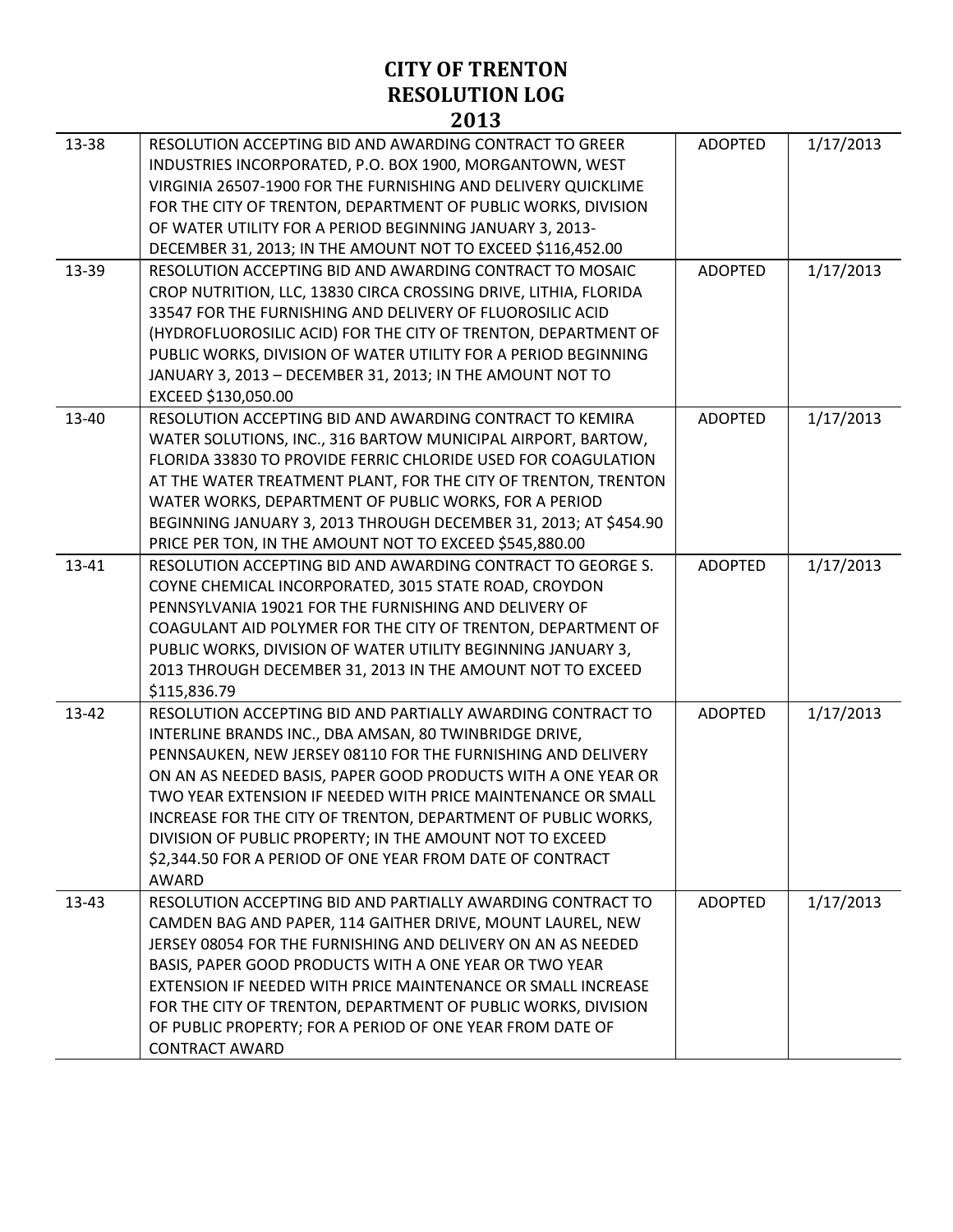# CITY OF TRENTON
# RESOLUTION LOG
# 2013

| | | | |
|---|---|---|---|
| 13-38 | RESOLUTION ACCEPTING BID AND AWARDING CONTRACT TO GREER INDUSTRIES INCORPORATED, P.O. BOX 1900, MORGANTOWN, WEST VIRGINIA 26507-1900 FOR THE FURNISHING AND DELIVERY QUICKLIME FOR THE CITY OF TRENTON, DEPARTMENT OF PUBLIC WORKS, DIVISION OF WATER UTILITY FOR A PERIOD BEGINNING JANUARY 3, 2013- DECEMBER 31, 2013; IN THE AMOUNT NOT TO EXCEED $116,452.00 | ADOPTED | 1/17/2013 |
| 13-39 | RESOLUTION ACCEPTING BID AND AWARDING CONTRACT TO MOSAIC CROP NUTRITION, LLC, 13830 CIRCA CROSSING DRIVE, LITHIA, FLORIDA 33547 FOR THE FURNISHING AND DELIVERY OF FLUOROSILIC ACID (HYDROFLUOROSILIC ACID) FOR THE CITY OF TRENTON, DEPARTMENT OF PUBLIC WORKS, DIVISION OF WATER UTILITY FOR A PERIOD BEGINNING JANUARY 3, 2013 – DECEMBER 31, 2013; IN THE AMOUNT NOT TO EXCEED $130,050.00 | ADOPTED | 1/17/2013 |
| 13-40 | RESOLUTION ACCEPTING BID AND AWARDING CONTRACT TO KEMIRA WATER SOLUTIONS, INC., 316 BARTOW MUNICIPAL AIRPORT, BARTOW, FLORIDA 33830 TO PROVIDE FERRIC CHLORIDE USED FOR COAGULATION AT THE WATER TREATMENT PLANT, FOR THE CITY OF TRENTON, TRENTON WATER WORKS, DEPARTMENT OF PUBLIC WORKS, FOR A PERIOD BEGINNING JANUARY 3, 2013 THROUGH DECEMBER 31, 2013; AT $454.90 PRICE PER TON, IN THE AMOUNT NOT TO EXCEED $545,880.00 | ADOPTED | 1/17/2013 |
| 13-41 | RESOLUTION ACCEPTING BID AND AWARDING CONTRACT TO GEORGE S. COYNE CHEMICAL INCORPORATED, 3015 STATE ROAD, CROYDON PENNSYLVANIA 19021 FOR THE FURNISHING AND DELIVERY OF COAGULANT AID POLYMER FOR THE CITY OF TRENTON, DEPARTMENT OF PUBLIC WORKS, DIVISION OF WATER UTILITY BEGINNING JANUARY 3, 2013 THROUGH DECEMBER 31, 2013 IN THE AMOUNT NOT TO EXCEED $115,836.79 | ADOPTED | 1/17/2013 |
| 13-42 | RESOLUTION ACCEPTING BID AND PARTIALLY AWARDING CONTRACT TO INTERLINE BRANDS INC., DBA AMSAN, 80 TWINBRIDGE DRIVE, PENNSAUKEN, NEW JERSEY 08110 FOR THE FURNISHING AND DELIVERY ON AN AS NEEDED BASIS, PAPER GOOD PRODUCTS WITH A ONE YEAR OR TWO YEAR EXTENSION IF NEEDED WITH PRICE MAINTENANCE OR SMALL INCREASE FOR THE CITY OF TRENTON, DEPARTMENT OF PUBLIC WORKS, DIVISION OF PUBLIC PROPERTY; IN THE AMOUNT NOT TO EXCEED $2,344.50 FOR A PERIOD OF ONE YEAR FROM DATE OF CONTRACT AWARD | ADOPTED | 1/17/2013 |
| 13-43 | RESOLUTION ACCEPTING BID AND PARTIALLY AWARDING CONTRACT TO CAMDEN BAG AND PAPER, 114 GAITHER DRIVE, MOUNT LAUREL, NEW JERSEY 08054 FOR THE FURNISHING AND DELIVERY ON AN AS NEEDED BASIS, PAPER GOOD PRODUCTS WITH A ONE YEAR OR TWO YEAR EXTENSION IF NEEDED WITH PRICE MAINTENANCE OR SMALL INCREASE FOR THE CITY OF TRENTON, DEPARTMENT OF PUBLIC WORKS, DIVISION OF PUBLIC PROPERTY; FOR A PERIOD OF ONE YEAR FROM DATE OF CONTRACT AWARD | ADOPTED | 1/17/2013 |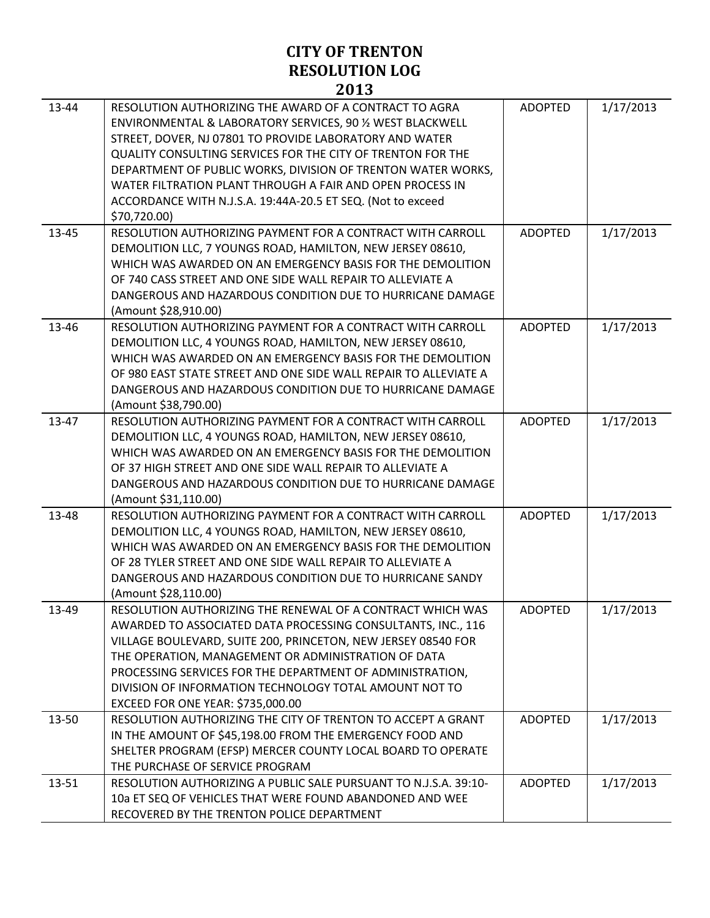# CITY OF TRENTON
# RESOLUTION LOG
# 2013

| | | | |
|---|---|---|---|
| 13-44 | RESOLUTION AUTHORIZING THE AWARD OF A CONTRACT TO AGRA ENVIRONMENTAL & LABORATORY SERVICES, 90 ½ WEST BLACKWELL STREET, DOVER, NJ 07801 TO PROVIDE LABORATORY AND WATER QUALITY CONSULTING SERVICES FOR THE CITY OF TRENTON FOR THE DEPARTMENT OF PUBLIC WORKS, DIVISION OF TRENTON WATER WORKS, WATER FILTRATION PLANT THROUGH A FAIR AND OPEN PROCESS IN ACCORDANCE WITH N.J.S.A. 19:44A-20.5 ET SEQ. (Not to exceed $70,720.00) | ADOPTED | 1/17/2013 |
| 13-45 | RESOLUTION AUTHORIZING PAYMENT FOR A CONTRACT WITH CARROLL DEMOLITION LLC, 7 YOUNGS ROAD, HAMILTON, NEW JERSEY 08610, WHICH WAS AWARDED ON AN EMERGENCY BASIS FOR THE DEMOLITION OF 740 CASS STREET AND ONE SIDE WALL REPAIR TO ALLEVIATE A DANGEROUS AND HAZARDOUS CONDITION DUE TO HURRICANE DAMAGE (Amount $28,910.00) | ADOPTED | 1/17/2013 |
| 13-46 | RESOLUTION AUTHORIZING PAYMENT FOR A CONTRACT WITH CARROLL DEMOLITION LLC, 4 YOUNGS ROAD, HAMILTON, NEW JERSEY 08610, WHICH WAS AWARDED ON AN EMERGENCY BASIS FOR THE DEMOLITION OF 980 EAST STATE STREET AND ONE SIDE WALL REPAIR TO ALLEVIATE A DANGEROUS AND HAZARDOUS CONDITION DUE TO HURRICANE DAMAGE (Amount $38,790.00) | ADOPTED | 1/17/2013 |
| 13-47 | RESOLUTION AUTHORIZING PAYMENT FOR A CONTRACT WITH CARROLL DEMOLITION LLC, 4 YOUNGS ROAD, HAMILTON, NEW JERSEY 08610, WHICH WAS AWARDED ON AN EMERGENCY BASIS FOR THE DEMOLITION OF 37 HIGH STREET AND ONE SIDE WALL REPAIR TO ALLEVIATE A DANGEROUS AND HAZARDOUS CONDITION DUE TO HURRICANE DAMAGE (Amount $31,110.00) | ADOPTED | 1/17/2013 |
| 13-48 | RESOLUTION AUTHORIZING PAYMENT FOR A CONTRACT WITH CARROLL DEMOLITION LLC, 4 YOUNGS ROAD, HAMILTON, NEW JERSEY 08610, WHICH WAS AWARDED ON AN EMERGENCY BASIS FOR THE DEMOLITION OF 28 TYLER STREET AND ONE SIDE WALL REPAIR TO ALLEVIATE A DANGEROUS AND HAZARDOUS CONDITION DUE TO HURRICANE SANDY (Amount $28,110.00) | ADOPTED | 1/17/2013 |
| 13-49 | RESOLUTION AUTHORIZING THE RENEWAL OF A CONTRACT WHICH WAS AWARDED TO ASSOCIATED DATA PROCESSING CONSULTANTS, INC., 116 VILLAGE BOULEVARD, SUITE 200, PRINCETON, NEW JERSEY 08540 FOR THE OPERATION, MANAGEMENT OR ADMINISTRATION OF DATA PROCESSING SERVICES FOR THE DEPARTMENT OF ADMINISTRATION, DIVISION OF INFORMATION TECHNOLOGY TOTAL AMOUNT NOT TO EXCEED FOR ONE YEAR: $735,000.00 | ADOPTED | 1/17/2013 |
| 13-50 | RESOLUTION AUTHORIZING THE CITY OF TRENTON TO ACCEPT A GRANT IN THE AMOUNT OF $45,198.00 FROM THE EMERGENCY FOOD AND SHELTER PROGRAM (EFSP) MERCER COUNTY LOCAL BOARD TO OPERATE THE PURCHASE OF SERVICE PROGRAM | ADOPTED | 1/17/2013 |
| 13-51 | RESOLUTION AUTHORIZING A PUBLIC SALE PURSUANT TO N.J.S.A. 39:10-10a ET SEQ OF VEHICLES THAT WERE FOUND ABANDONED AND WEE RECOVERED BY THE TRENTON POLICE DEPARTMENT | ADOPTED | 1/17/2013 |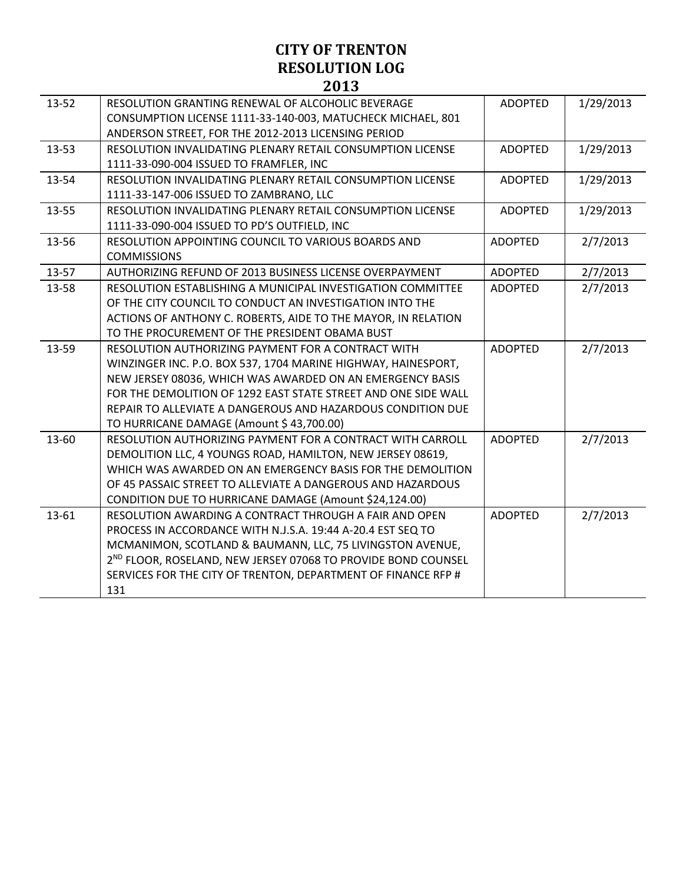# CITY OF TRENTON
# RESOLUTION LOG
# 2013

| | | | |
|---|---|---|---|
| 13-52 | RESOLUTION GRANTING RENEWAL OF ALCOHOLIC BEVERAGE CONSUMPTION LICENSE 1111-33-140-003, MATUCHECK MICHAEL, 801 ANDERSON STREET, FOR THE 2012-2013 LICENSING PERIOD | ADOPTED | 1/29/2013 |
| 13-53 | RESOLUTION INVALIDATING PLENARY RETAIL CONSUMPTION LICENSE 1111-33-090-004 ISSUED TO FRAMFLER, INC | ADOPTED | 1/29/2013 |
| 13-54 | RESOLUTION INVALIDATING PLENARY RETAIL CONSUMPTION LICENSE 1111-33-147-006 ISSUED TO ZAMBRANO, LLC | ADOPTED | 1/29/2013 |
| 13-55 | RESOLUTION INVALIDATING PLENARY RETAIL CONSUMPTION LICENSE 1111-33-090-004 ISSUED TO PD'S OUTFIELD, INC | ADOPTED | 1/29/2013 |
| 13-56 | RESOLUTION APPOINTING COUNCIL TO VARIOUS BOARDS AND COMMISSIONS | ADOPTED | 2/7/2013 |
| 13-57 | AUTHORIZING REFUND OF 2013 BUSINESS LICENSE OVERPAYMENT | ADOPTED | 2/7/2013 |
| 13-58 | RESOLUTION ESTABLISHING A MUNICIPAL INVESTIGATION COMMITTEE OF THE CITY COUNCIL TO CONDUCT AN INVESTIGATION INTO THE ACTIONS OF ANTHONY C. ROBERTS, AIDE TO THE MAYOR, IN RELATION TO THE PROCUREMENT OF THE PRESIDENT OBAMA BUST | ADOPTED | 2/7/2013 |
| 13-59 | RESOLUTION AUTHORIZING PAYMENT FOR A CONTRACT WITH WINZINGER INC. P.O. BOX 537, 1704 MARINE HIGHWAY, HAINESPORT, NEW JERSEY 08036, WHICH WAS AWARDED ON AN EMERGENCY BASIS FOR THE DEMOLITION OF 1292 EAST STATE STREET AND ONE SIDE WALL REPAIR TO ALLEVIATE A DANGEROUS AND HAZARDOUS CONDITION DUE TO HURRICANE DAMAGE (Amount $ 43,700.00) | ADOPTED | 2/7/2013 |
| 13-60 | RESOLUTION AUTHORIZING PAYMENT FOR A CONTRACT WITH CARROLL DEMOLITION LLC, 4 YOUNGS ROAD, HAMILTON, NEW JERSEY 08619, WHICH WAS AWARDED ON AN EMERGENCY BASIS FOR THE DEMOLITION OF 45 PASSAIC STREET TO ALLEVIATE A DANGEROUS AND HAZARDOUS CONDITION DUE TO HURRICANE DAMAGE (Amount $24,124.00) | ADOPTED | 2/7/2013 |
| 13-61 | RESOLUTION AWARDING A CONTRACT THROUGH A FAIR AND OPEN PROCESS IN ACCORDANCE WITH N.J.S.A. 19:44 A-20.4 EST SEQ TO MCMANIMON, SCOTLAND & BAUMANN, LLC, 75 LIVINGSTON AVENUE, 2ND FLOOR, ROSELAND, NEW JERSEY 07068 TO PROVIDE BOND COUNSEL SERVICES FOR THE CITY OF TRENTON, DEPARTMENT OF FINANCE RFP # 131 | ADOPTED | 2/7/2013 |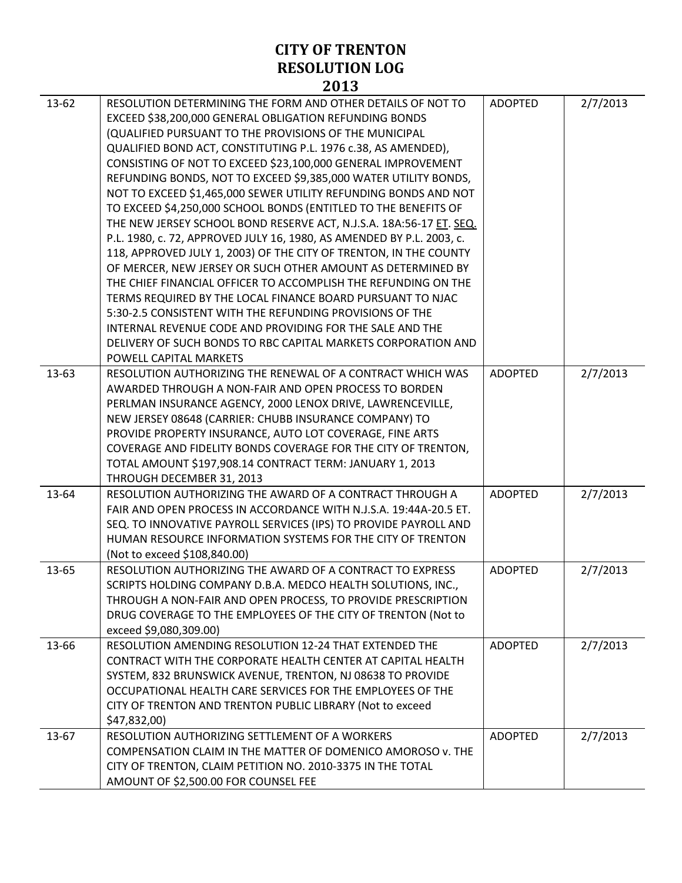# CITY OF TRENTON
# RESOLUTION LOG
# 2013

| | | | |
|---|---|---|---|
| 13-62 | RESOLUTION DETERMINING THE FORM AND OTHER DETAILS OF NOT TO EXCEED $38,200,000 GENERAL OBLIGATION REFUNDING BONDS (QUALIFIED PURSUANT TO THE PROVISIONS OF THE MUNICIPAL QUALIFIED BOND ACT, CONSTITUTING P.L. 1976 c.38, AS AMENDED), CONSISTING OF NOT TO EXCEED $23,100,000 GENERAL IMPROVEMENT REFUNDING BONDS, NOT TO EXCEED $9,385,000 WATER UTILITY BONDS, NOT TO EXCEED $1,465,000 SEWER UTILITY REFUNDING BONDS AND NOT TO EXCEED $4,250,000 SCHOOL BONDS (ENTITLED TO THE BENEFITS OF THE NEW JERSEY SCHOOL BOND RESERVE ACT, N.J.S.A. 18A:56-17 ET. SEQ. P.L. 1980, c. 72, APPROVED JULY 16, 1980, AS AMENDED BY P.L. 2003, c. 118, APPROVED JULY 1, 2003) OF THE CITY OF TRENTON, IN THE COUNTY OF MERCER, NEW JERSEY OR SUCH OTHER AMOUNT AS DETERMINED BY THE CHIEF FINANCIAL OFFICER TO ACCOMPLISH THE REFUNDING ON THE TERMS REQUIRED BY THE LOCAL FINANCE BOARD PURSUANT TO NJAC 5:30-2.5 CONSISTENT WITH THE REFUNDING PROVISIONS OF THE INTERNAL REVENUE CODE AND PROVIDING FOR THE SALE AND THE DELIVERY OF SUCH BONDS TO RBC CAPITAL MARKETS CORPORATION AND POWELL CAPITAL MARKETS | ADOPTED | 2/7/2013 |
| 13-63 | RESOLUTION AUTHORIZING THE RENEWAL OF A CONTRACT WHICH WAS AWARDED THROUGH A NON-FAIR AND OPEN PROCESS TO BORDEN PERLMAN INSURANCE AGENCY, 2000 LENOX DRIVE, LAWRENCEVILLE, NEW JERSEY 08648 (CARRIER: CHUBB INSURANCE COMPANY) TO PROVIDE PROPERTY INSURANCE, AUTO LOT COVERAGE, FINE ARTS COVERAGE AND FIDELITY BONDS COVERAGE FOR THE CITY OF TRENTON, TOTAL AMOUNT $197,908.14 CONTRACT TERM: JANUARY 1, 2013 THROUGH DECEMBER 31, 2013 | ADOPTED | 2/7/2013 |
| 13-64 | RESOLUTION AUTHORIZING THE AWARD OF A CONTRACT THROUGH A FAIR AND OPEN PROCESS IN ACCORDANCE WITH N.J.S.A. 19:44A-20.5 ET. SEQ. TO INNOVATIVE PAYROLL SERVICES (IPS) TO PROVIDE PAYROLL AND HUMAN RESOURCE INFORMATION SYSTEMS FOR THE CITY OF TRENTON (Not to exceed $108,840.00) | ADOPTED | 2/7/2013 |
| 13-65 | RESOLUTION AUTHORIZING THE AWARD OF A CONTRACT TO EXPRESS SCRIPTS HOLDING COMPANY D.B.A. MEDCO HEALTH SOLUTIONS, INC., THROUGH A NON-FAIR AND OPEN PROCESS, TO PROVIDE PRESCRIPTION DRUG COVERAGE TO THE EMPLOYEES OF THE CITY OF TRENTON (Not to exceed $9,080,309.00) | ADOPTED | 2/7/2013 |
| 13-66 | RESOLUTION AMENDING RESOLUTION 12-24 THAT EXTENDED THE CONTRACT WITH THE CORPORATE HEALTH CENTER AT CAPITAL HEALTH SYSTEM, 832 BRUNSWICK AVENUE, TRENTON, NJ 08638 TO PROVIDE OCCUPATIONAL HEALTH CARE SERVICES FOR THE EMPLOYEES OF THE CITY OF TRENTON AND TRENTON PUBLIC LIBRARY (Not to exceed $47,832,00) | ADOPTED | 2/7/2013 |
| 13-67 | RESOLUTION AUTHORIZING SETTLEMENT OF A WORKERS COMPENSATION CLAIM IN THE MATTER OF DOMENICO AMOROSO v. THE CITY OF TRENTON, CLAIM PETITION NO. 2010-3375 IN THE TOTAL AMOUNT OF $2,500.00 FOR COUNSEL FEE | ADOPTED | 2/7/2013 |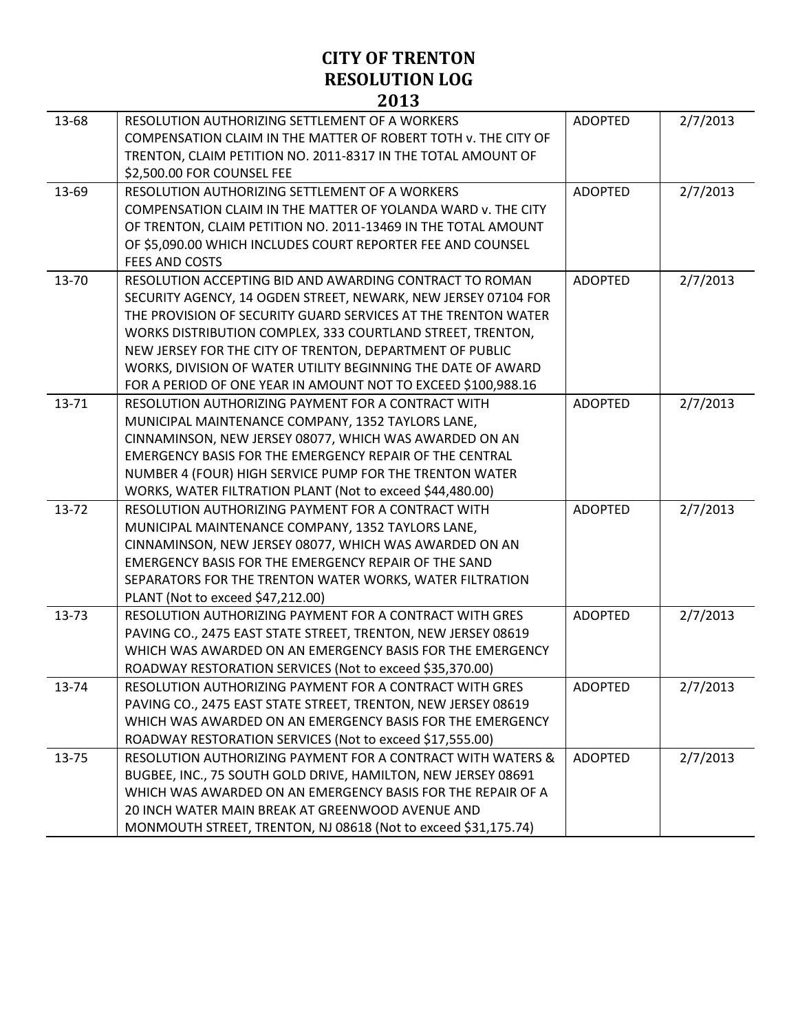# CITY OF TRENTON
# RESOLUTION LOG
# 2013

| | | | |
|---|---|---|---|
| 13-68 | RESOLUTION AUTHORIZING SETTLEMENT OF A WORKERS COMPENSATION CLAIM IN THE MATTER OF ROBERT TOTH v. THE CITY OF TRENTON, CLAIM PETITION NO. 2011-8317 IN THE TOTAL AMOUNT OF $2,500.00 FOR COUNSEL FEE | ADOPTED | 2/7/2013 |
| 13-69 | RESOLUTION AUTHORIZING SETTLEMENT OF A WORKERS COMPENSATION CLAIM IN THE MATTER OF YOLANDA WARD v. THE CITY OF TRENTON, CLAIM PETITION NO. 2011-13469 IN THE TOTAL AMOUNT OF $5,090.00 WHICH INCLUDES COURT REPORTER FEE AND COUNSEL FEES AND COSTS | ADOPTED | 2/7/2013 |
| 13-70 | RESOLUTION ACCEPTING BID AND AWARDING CONTRACT TO ROMAN SECURITY AGENCY, 14 OGDEN STREET, NEWARK, NEW JERSEY 07104 FOR THE PROVISION OF SECURITY GUARD SERVICES AT THE TRENTON WATER WORKS DISTRIBUTION COMPLEX, 333 COURTLAND STREET, TRENTON, NEW JERSEY FOR THE CITY OF TRENTON, DEPARTMENT OF PUBLIC WORKS, DIVISION OF WATER UTILITY BEGINNING THE DATE OF AWARD FOR A PERIOD OF ONE YEAR IN AMOUNT NOT TO EXCEED $100,988.16 | ADOPTED | 2/7/2013 |
| 13-71 | RESOLUTION AUTHORIZING PAYMENT FOR A CONTRACT WITH MUNICIPAL MAINTENANCE COMPANY, 1352 TAYLORS LANE, CINNAMINSON, NEW JERSEY 08077, WHICH WAS AWARDED ON AN EMERGENCY BASIS FOR THE EMERGENCY REPAIR OF THE CENTRAL NUMBER 4 (FOUR) HIGH SERVICE PUMP FOR THE TRENTON WATER WORKS, WATER FILTRATION PLANT (Not to exceed $44,480.00) | ADOPTED | 2/7/2013 |
| 13-72 | RESOLUTION AUTHORIZING PAYMENT FOR A CONTRACT WITH MUNICIPAL MAINTENANCE COMPANY, 1352 TAYLORS LANE, CINNAMINSON, NEW JERSEY 08077, WHICH WAS AWARDED ON AN EMERGENCY BASIS FOR THE EMERGENCY REPAIR OF THE SAND SEPARATORS FOR THE TRENTON WATER WORKS, WATER FILTRATION PLANT (Not to exceed $47,212.00) | ADOPTED | 2/7/2013 |
| 13-73 | RESOLUTION AUTHORIZING PAYMENT FOR A CONTRACT WITH GRES PAVING CO., 2475 EAST STATE STREET, TRENTON, NEW JERSEY 08619 WHICH WAS AWARDED ON AN EMERGENCY BASIS FOR THE EMERGENCY ROADWAY RESTORATION SERVICES (Not to exceed $35,370.00) | ADOPTED | 2/7/2013 |
| 13-74 | RESOLUTION AUTHORIZING PAYMENT FOR A CONTRACT WITH GRES PAVING CO., 2475 EAST STATE STREET, TRENTON, NEW JERSEY 08619 WHICH WAS AWARDED ON AN EMERGENCY BASIS FOR THE EMERGENCY ROADWAY RESTORATION SERVICES (Not to exceed $17,555.00) | ADOPTED | 2/7/2013 |
| 13-75 | RESOLUTION AUTHORIZING PAYMENT FOR A CONTRACT WITH WATERS & BUGBEE, INC., 75 SOUTH GOLD DRIVE, HAMILTON, NEW JERSEY 08691 WHICH WAS AWARDED ON AN EMERGENCY BASIS FOR THE REPAIR OF A 20 INCH WATER MAIN BREAK AT GREENWOOD AVENUE AND MONMOUTH STREET, TRENTON, NJ 08618 (Not to exceed $31,175.74) | ADOPTED | 2/7/2013 |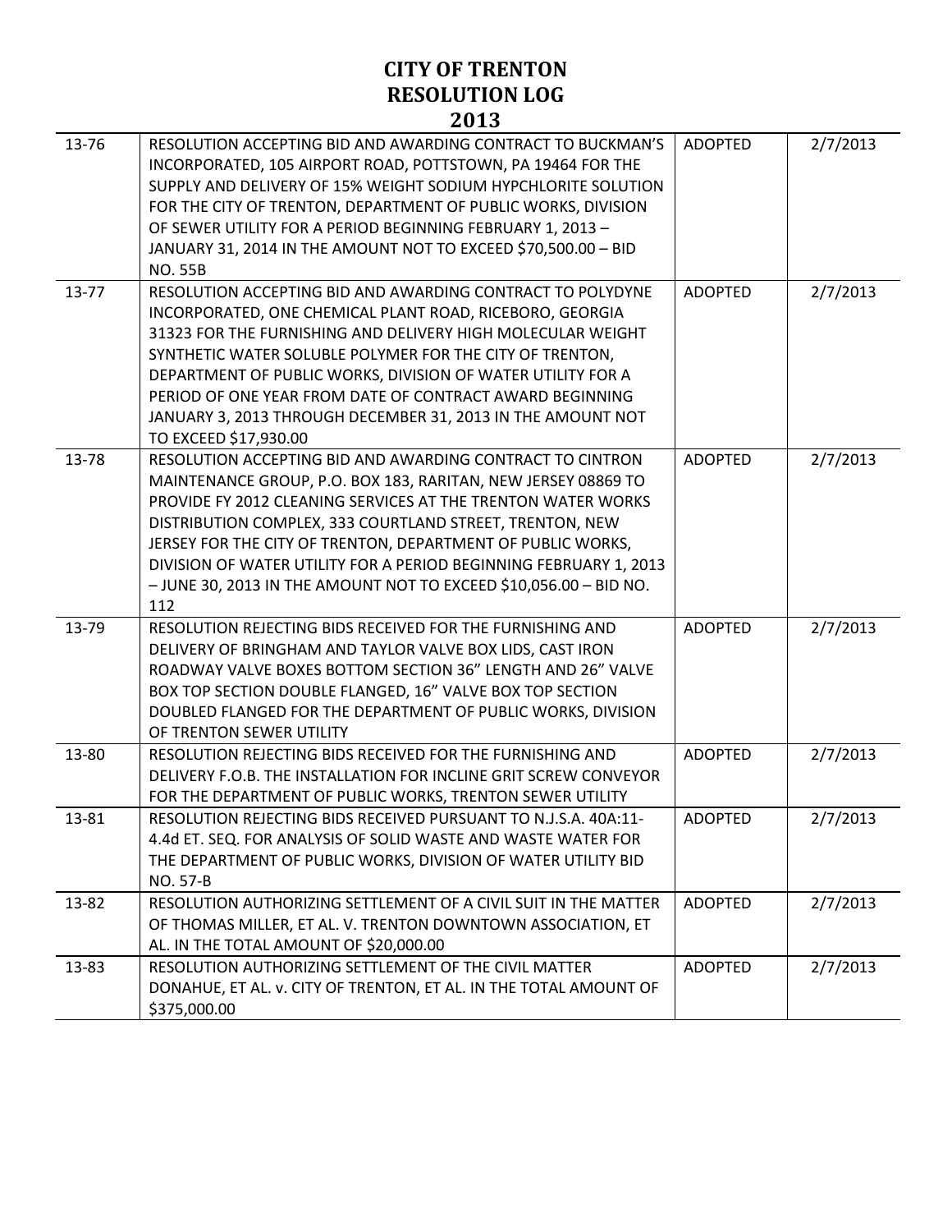# CITY OF TRENTON
# RESOLUTION LOG
# 2013

| | | | |
|---|---|---|---|
| 13-76 | RESOLUTION ACCEPTING BID AND AWARDING CONTRACT TO BUCKMAN'S INCORPORATED, 105 AIRPORT ROAD, POTTSTOWN, PA 19464 FOR THE SUPPLY AND DELIVERY OF 15% WEIGHT SODIUM HYPCHLORITE SOLUTION FOR THE CITY OF TRENTON, DEPARTMENT OF PUBLIC WORKS, DIVISION OF SEWER UTILITY FOR A PERIOD BEGINNING FEBRUARY 1, 2013 – JANUARY 31, 2014 IN THE AMOUNT NOT TO EXCEED $70,500.00 – BID NO. 55B | ADOPTED | 2/7/2013 |
| 13-77 | RESOLUTION ACCEPTING BID AND AWARDING CONTRACT TO POLYDYNE INCORPORATED, ONE CHEMICAL PLANT ROAD, RICEBORO, GEORGIA 31323 FOR THE FURNISHING AND DELIVERY HIGH MOLECULAR WEIGHT SYNTHETIC WATER SOLUBLE POLYMER FOR THE CITY OF TRENTON, DEPARTMENT OF PUBLIC WORKS, DIVISION OF WATER UTILITY FOR A PERIOD OF ONE YEAR FROM DATE OF CONTRACT AWARD BEGINNING JANUARY 3, 2013 THROUGH DECEMBER 31, 2013 IN THE AMOUNT NOT TO EXCEED $17,930.00 | ADOPTED | 2/7/2013 |
| 13-78 | RESOLUTION ACCEPTING BID AND AWARDING CONTRACT TO CINTRON MAINTENANCE GROUP, P.O. BOX 183, RARITAN, NEW JERSEY 08869 TO PROVIDE FY 2012 CLEANING SERVICES AT THE TRENTON WATER WORKS DISTRIBUTION COMPLEX, 333 COURTLAND STREET, TRENTON, NEW JERSEY FOR THE CITY OF TRENTON, DEPARTMENT OF PUBLIC WORKS, DIVISION OF WATER UTILITY FOR A PERIOD BEGINNING FEBRUARY 1, 2013 – JUNE 30, 2013 IN THE AMOUNT NOT TO EXCEED $10,056.00 – BID NO. 112 | ADOPTED | 2/7/2013 |
| 13-79 | RESOLUTION REJECTING BIDS RECEIVED FOR THE FURNISHING AND DELIVERY OF BRINGHAM AND TAYLOR VALVE BOX LIDS, CAST IRON ROADWAY VALVE BOXES BOTTOM SECTION 36" LENGTH AND 26" VALVE BOX TOP SECTION DOUBLE FLANGED, 16" VALVE BOX TOP SECTION DOUBLED FLANGED FOR THE DEPARTMENT OF PUBLIC WORKS, DIVISION OF TRENTON SEWER UTILITY | ADOPTED | 2/7/2013 |
| 13-80 | RESOLUTION REJECTING BIDS RECEIVED FOR THE FURNISHING AND DELIVERY F.O.B. THE INSTALLATION FOR INCLINE GRIT SCREW CONVEYOR FOR THE DEPARTMENT OF PUBLIC WORKS, TRENTON SEWER UTILITY | ADOPTED | 2/7/2013 |
| 13-81 | RESOLUTION REJECTING BIDS RECEIVED PURSUANT TO N.J.S.A. 40A:11-4.4d ET. SEQ. FOR ANALYSIS OF SOLID WASTE AND WASTE WATER FOR THE DEPARTMENT OF PUBLIC WORKS, DIVISION OF WATER UTILITY BID NO. 57-B | ADOPTED | 2/7/2013 |
| 13-82 | RESOLUTION AUTHORIZING SETTLEMENT OF A CIVIL SUIT IN THE MATTER OF THOMAS MILLER, ET AL. V. TRENTON DOWNTOWN ASSOCIATION, ET AL. IN THE TOTAL AMOUNT OF $20,000.00 | ADOPTED | 2/7/2013 |
| 13-83 | RESOLUTION AUTHORIZING SETTLEMENT OF THE CIVIL MATTER DONAHUE, ET AL. v. CITY OF TRENTON, ET AL. IN THE TOTAL AMOUNT OF $375,000.00 | ADOPTED | 2/7/2013 |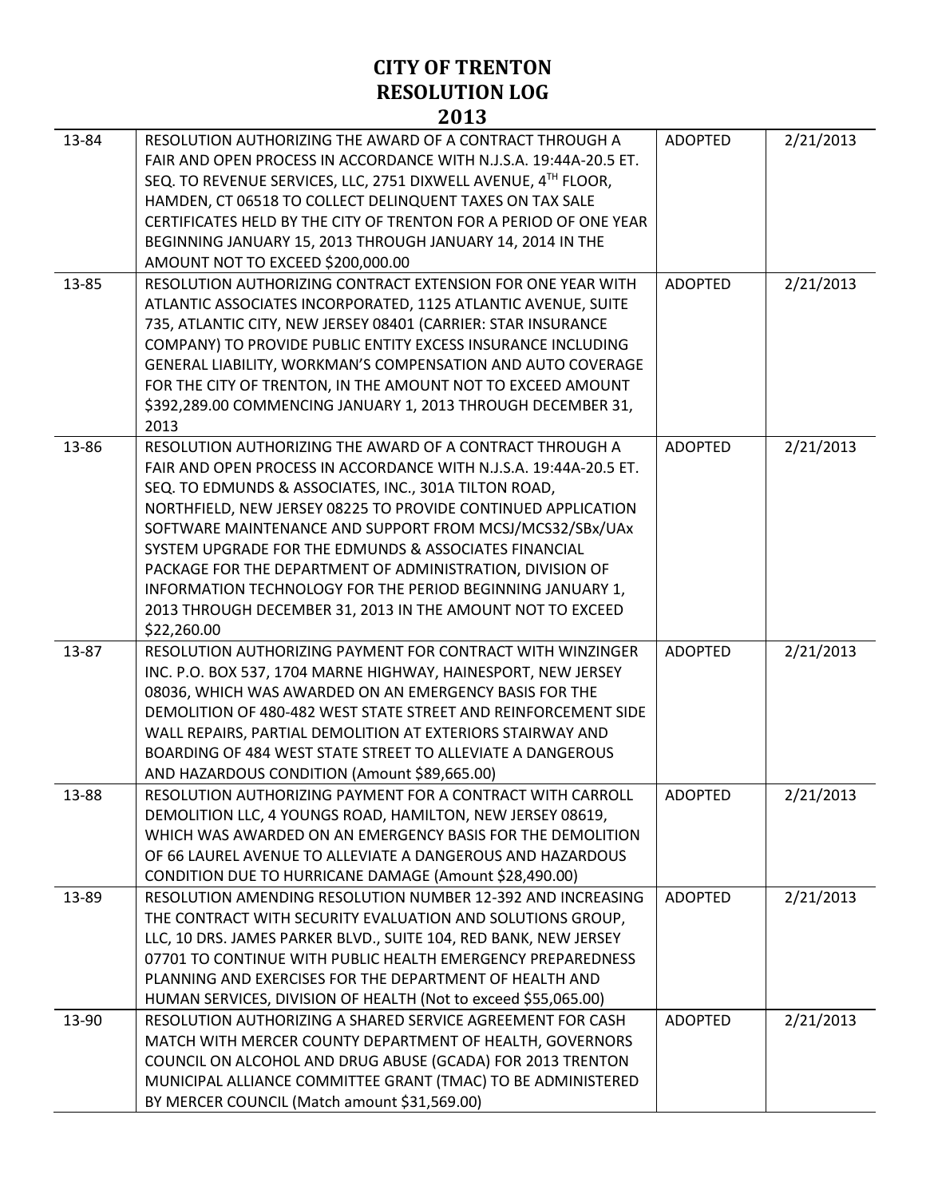# CITY OF TRENTON
# RESOLUTION LOG
# 2013

| | | | |
|---|---|---|---|
| 13-84 | RESOLUTION AUTHORIZING THE AWARD OF A CONTRACT THROUGH A FAIR AND OPEN PROCESS IN ACCORDANCE WITH N.J.S.A. 19:44A-20.5 ET. SEQ. TO REVENUE SERVICES, LLC, 2751 DIXWELL AVENUE, 4TH FLOOR, HAMDEN, CT 06518 TO COLLECT DELINQUENT TAXES ON TAX SALE CERTIFICATES HELD BY THE CITY OF TRENTON FOR A PERIOD OF ONE YEAR BEGINNING JANUARY 15, 2013 THROUGH JANUARY 14, 2014 IN THE AMOUNT NOT TO EXCEED $200,000.00 | ADOPTED | 2/21/2013 |
| 13-85 | RESOLUTION AUTHORIZING CONTRACT EXTENSION FOR ONE YEAR WITH ATLANTIC ASSOCIATES INCORPORATED, 1125 ATLANTIC AVENUE, SUITE 735, ATLANTIC CITY, NEW JERSEY 08401 (CARRIER: STAR INSURANCE COMPANY) TO PROVIDE PUBLIC ENTITY EXCESS INSURANCE INCLUDING GENERAL LIABILITY, WORKMAN'S COMPENSATION AND AUTO COVERAGE FOR THE CITY OF TRENTON, IN THE AMOUNT NOT TO EXCEED AMOUNT $392,289.00 COMMENCING JANUARY 1, 2013 THROUGH DECEMBER 31, 2013 | ADOPTED | 2/21/2013 |
| 13-86 | RESOLUTION AUTHORIZING THE AWARD OF A CONTRACT THROUGH A FAIR AND OPEN PROCESS IN ACCORDANCE WITH N.J.S.A. 19:44A-20.5 ET. SEQ. TO EDMUNDS & ASSOCIATES, INC., 301A TILTON ROAD, NORTHFIELD, NEW JERSEY 08225 TO PROVIDE CONTINUED APPLICATION SOFTWARE MAINTENANCE AND SUPPORT FROM MCSJ/MCS32/SBx/UAx SYSTEM UPGRADE FOR THE EDMUNDS & ASSOCIATES FINANCIAL PACKAGE FOR THE DEPARTMENT OF ADMINISTRATION, DIVISION OF INFORMATION TECHNOLOGY FOR THE PERIOD BEGINNING JANUARY 1, 2013 THROUGH DECEMBER 31, 2013 IN THE AMOUNT NOT TO EXCEED $22,260.00 | ADOPTED | 2/21/2013 |
| 13-87 | RESOLUTION AUTHORIZING PAYMENT FOR CONTRACT WITH WINZINGER INC. P.O. BOX 537, 1704 MARNE HIGHWAY, HAINESPORT, NEW JERSEY 08036, WHICH WAS AWARDED ON AN EMERGENCY BASIS FOR THE DEMOLITION OF 480-482 WEST STATE STREET AND REINFORCEMENT SIDE WALL REPAIRS, PARTIAL DEMOLITION AT EXTERIORS STAIRWAY AND BOARDING OF 484 WEST STATE STREET TO ALLEVIATE A DANGEROUS AND HAZARDOUS CONDITION (Amount $89,665.00) | ADOPTED | 2/21/2013 |
| 13-88 | RESOLUTION AUTHORIZING PAYMENT FOR A CONTRACT WITH CARROLL DEMOLITION LLC, 4 YOUNGS ROAD, HAMILTON, NEW JERSEY 08619, WHICH WAS AWARDED ON AN EMERGENCY BASIS FOR THE DEMOLITION OF 66 LAUREL AVENUE TO ALLEVIATE A DANGEROUS AND HAZARDOUS CONDITION DUE TO HURRICANE DAMAGE (Amount $28,490.00) | ADOPTED | 2/21/2013 |
| 13-89 | RESOLUTION AMENDING RESOLUTION NUMBER 12-392 AND INCREASING THE CONTRACT WITH SECURITY EVALUATION AND SOLUTIONS GROUP, LLC, 10 DRS. JAMES PARKER BLVD., SUITE 104, RED BANK, NEW JERSEY 07701 TO CONTINUE WITH PUBLIC HEALTH EMERGENCY PREPAREDNESS PLANNING AND EXERCISES FOR THE DEPARTMENT OF HEALTH AND HUMAN SERVICES, DIVISION OF HEALTH (Not to exceed $55,065.00) | ADOPTED | 2/21/2013 |
| 13-90 | RESOLUTION AUTHORIZING A SHARED SERVICE AGREEMENT FOR CASH MATCH WITH MERCER COUNTY DEPARTMENT OF HEALTH, GOVERNORS COUNCIL ON ALCOHOL AND DRUG ABUSE (GCADA) FOR 2013 TRENTON MUNICIPAL ALLIANCE COMMITTEE GRANT (TMAC) TO BE ADMINISTERED BY MERCER COUNCIL (Match amount $31,569.00) | ADOPTED | 2/21/2013 |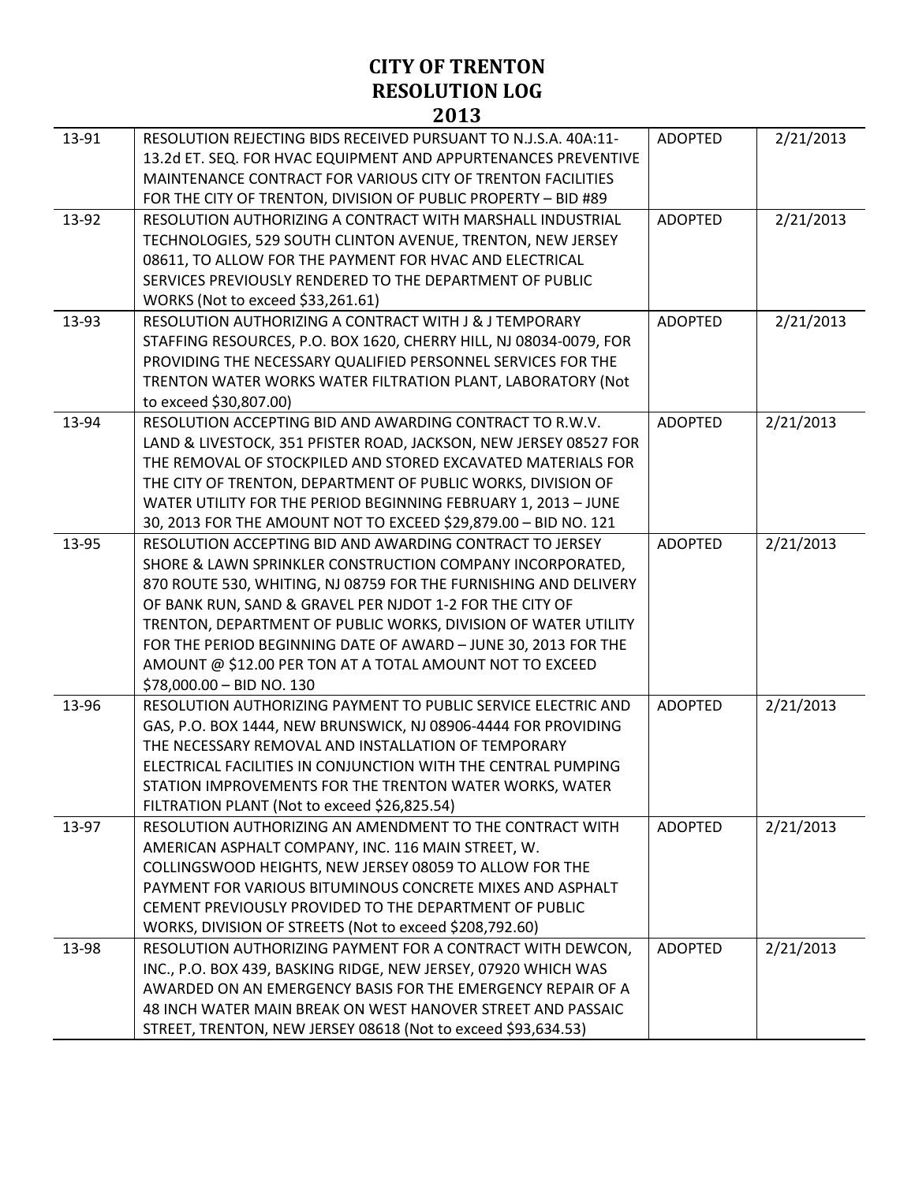# CITY OF TRENTON
# RESOLUTION LOG
# 2013

| | | | |
|---|---|---|---|
| 13-91 | RESOLUTION REJECTING BIDS RECEIVED PURSUANT TO N.J.S.A. 40A:11-13.2d ET. SEQ. FOR HVAC EQUIPMENT AND APPURTENANCES PREVENTIVE MAINTENANCE CONTRACT FOR VARIOUS CITY OF TRENTON FACILITIES FOR THE CITY OF TRENTON, DIVISION OF PUBLIC PROPERTY – BID #89 | ADOPTED | 2/21/2013 |
| 13-92 | RESOLUTION AUTHORIZING A CONTRACT WITH MARSHALL INDUSTRIAL TECHNOLOGIES, 529 SOUTH CLINTON AVENUE, TRENTON, NEW JERSEY 08611, TO ALLOW FOR THE PAYMENT FOR HVAC AND ELECTRICAL SERVICES PREVIOUSLY RENDERED TO THE DEPARTMENT OF PUBLIC WORKS (Not to exceed $33,261.61) | ADOPTED | 2/21/2013 |
| 13-93 | RESOLUTION AUTHORIZING A CONTRACT WITH J & J TEMPORARY STAFFING RESOURCES, P.O. BOX 1620, CHERRY HILL, NJ 08034-0079, FOR PROVIDING THE NECESSARY QUALIFIED PERSONNEL SERVICES FOR THE TRENTON WATER WORKS WATER FILTRATION PLANT, LABORATORY (Not to exceed $30,807.00) | ADOPTED | 2/21/2013 |
| 13-94 | RESOLUTION ACCEPTING BID AND AWARDING CONTRACT TO R.W.V. LAND & LIVESTOCK, 351 PFISTER ROAD, JACKSON, NEW JERSEY 08527 FOR THE REMOVAL OF STOCKPILED AND STORED EXCAVATED MATERIALS FOR THE CITY OF TRENTON, DEPARTMENT OF PUBLIC WORKS, DIVISION OF WATER UTILITY FOR THE PERIOD BEGINNING FEBRUARY 1, 2013 – JUNE 30, 2013 FOR THE AMOUNT NOT TO EXCEED $29,879.00 – BID NO. 121 | ADOPTED | 2/21/2013 |
| 13-95 | RESOLUTION ACCEPTING BID AND AWARDING CONTRACT TO JERSEY SHORE & LAWN SPRINKLER CONSTRUCTION COMPANY INCORPORATED, 870 ROUTE 530, WHITING, NJ 08759 FOR THE FURNISHING AND DELIVERY OF BANK RUN, SAND & GRAVEL PER NJDOT 1-2 FOR THE CITY OF TRENTON, DEPARTMENT OF PUBLIC WORKS, DIVISION OF WATER UTILITY FOR THE PERIOD BEGINNING DATE OF AWARD – JUNE 30, 2013 FOR THE AMOUNT @ $12.00 PER TON AT A TOTAL AMOUNT NOT TO EXCEED $78,000.00 – BID NO. 130 | ADOPTED | 2/21/2013 |
| 13-96 | RESOLUTION AUTHORIZING PAYMENT TO PUBLIC SERVICE ELECTRIC AND GAS, P.O. BOX 1444, NEW BRUNSWICK, NJ 08906-4444 FOR PROVIDING THE NECESSARY REMOVAL AND INSTALLATION OF TEMPORARY ELECTRICAL FACILITIES IN CONJUNCTION WITH THE CENTRAL PUMPING STATION IMPROVEMENTS FOR THE TRENTON WATER WORKS, WATER FILTRATION PLANT (Not to exceed $26,825.54) | ADOPTED | 2/21/2013 |
| 13-97 | RESOLUTION AUTHORIZING AN AMENDMENT TO THE CONTRACT WITH AMERICAN ASPHALT COMPANY, INC. 116 MAIN STREET, W. COLLINGSWOOD HEIGHTS, NEW JERSEY 08059 TO ALLOW FOR THE PAYMENT FOR VARIOUS BITUMINOUS CONCRETE MIXES AND ASPHALT CEMENT PREVIOUSLY PROVIDED TO THE DEPARTMENT OF PUBLIC WORKS, DIVISION OF STREETS (Not to exceed $208,792.60) | ADOPTED | 2/21/2013 |
| 13-98 | RESOLUTION AUTHORIZING PAYMENT FOR A CONTRACT WITH DEWCON, INC., P.O. BOX 439, BASKING RIDGE, NEW JERSEY, 07920 WHICH WAS AWARDED ON AN EMERGENCY BASIS FOR THE EMERGENCY REPAIR OF A 48 INCH WATER MAIN BREAK ON WEST HANOVER STREET AND PASSAIC STREET, TRENTON, NEW JERSEY 08618 (Not to exceed $93,634.53) | ADOPTED | 2/21/2013 |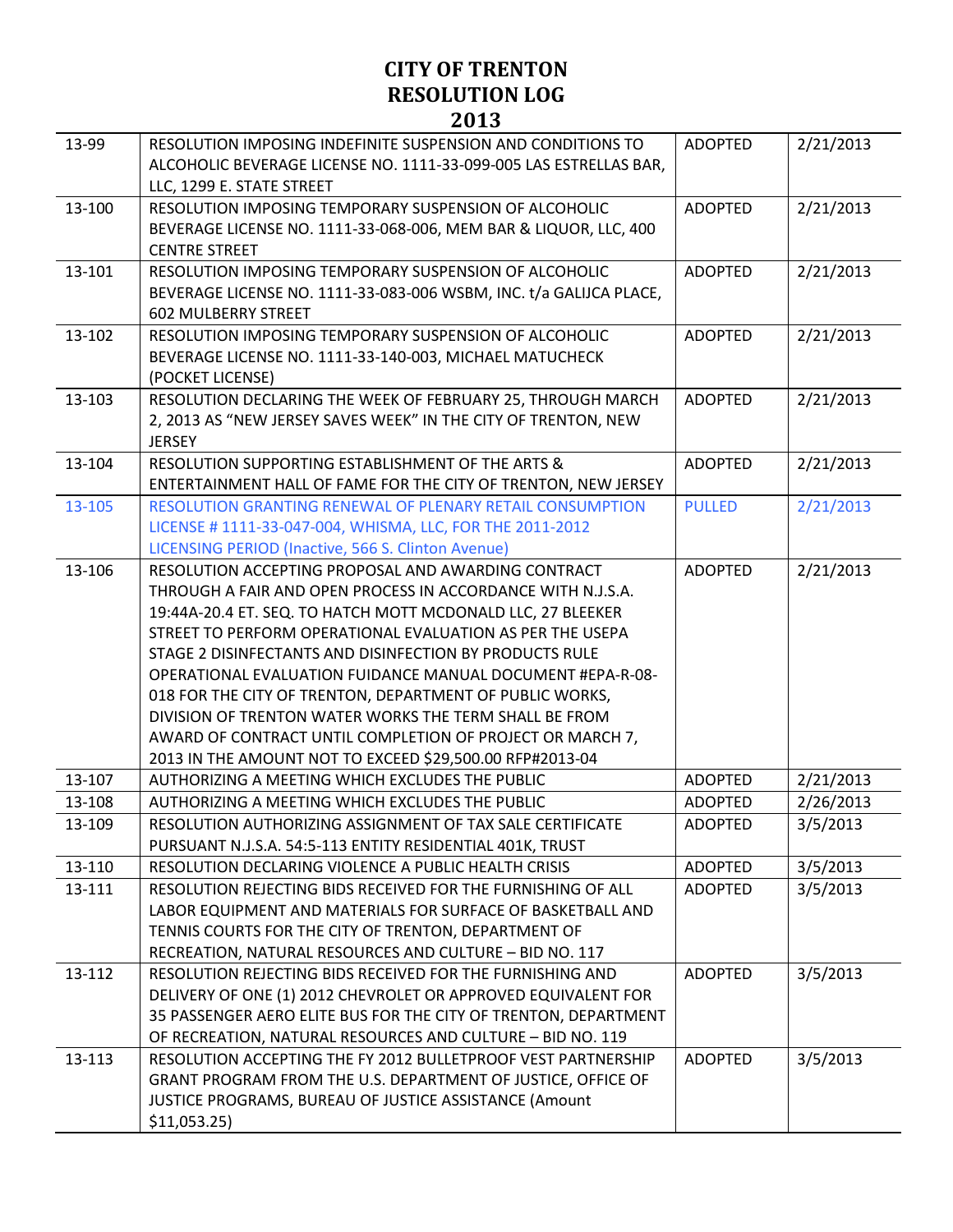# CITY OF TRENTON
# RESOLUTION LOG
# 2013

| | | | |
|---|---|---|---|
| 13-99 | RESOLUTION IMPOSING INDEFINITE SUSPENSION AND CONDITIONS TO ALCOHOLIC BEVERAGE LICENSE NO. 1111-33-099-005 LAS ESTRELLAS BAR, LLC, 1299 E. STATE STREET | ADOPTED | 2/21/2013 |
| 13-100 | RESOLUTION IMPOSING TEMPORARY SUSPENSION OF ALCOHOLIC BEVERAGE LICENSE NO. 1111-33-068-006, MEM BAR & LIQUOR, LLC, 400 CENTRE STREET | ADOPTED | 2/21/2013 |
| 13-101 | RESOLUTION IMPOSING TEMPORARY SUSPENSION OF ALCOHOLIC BEVERAGE LICENSE NO. 1111-33-083-006 WSBM, INC. t/a GALIJCA PLACE, 602 MULBERRY STREET | ADOPTED | 2/21/2013 |
| 13-102 | RESOLUTION IMPOSING TEMPORARY SUSPENSION OF ALCOHOLIC BEVERAGE LICENSE NO. 1111-33-140-003, MICHAEL MATUCHECK (POCKET LICENSE) | ADOPTED | 2/21/2013 |
| 13-103 | RESOLUTION DECLARING THE WEEK OF FEBRUARY 25, THROUGH MARCH 2, 2013 AS "NEW JERSEY SAVES WEEK" IN THE CITY OF TRENTON, NEW JERSEY | ADOPTED | 2/21/2013 |
| 13-104 | RESOLUTION SUPPORTING ESTABLISHMENT OF THE ARTS & ENTERTAINMENT HALL OF FAME FOR THE CITY OF TRENTON, NEW JERSEY | ADOPTED | 2/21/2013 |
| 13-105 | RESOLUTION GRANTING RENEWAL OF PLENARY RETAIL CONSUMPTION LICENSE # 1111-33-047-004, WHISMA, LLC, FOR THE 2011-2012 LICENSING PERIOD (Inactive, 566 S. Clinton Avenue) | PULLED | 2/21/2013 |
| 13-106 | RESOLUTION ACCEPTING PROPOSAL AND AWARDING CONTRACT THROUGH A FAIR AND OPEN PROCESS IN ACCORDANCE WITH N.J.S.A. 19:44A-20.4 ET. SEQ. TO HATCH MOTT MCDONALD LLC, 27 BLEEKER STREET TO PERFORM OPERATIONAL EVALUATION AS PER THE USEPA STAGE 2 DISINFECTANTS AND DISINFECTION BY PRODUCTS RULE OPERATIONAL EVALUATION FUIDANCE MANUAL DOCUMENT #EPA-R-08-018 FOR THE CITY OF TRENTON, DEPARTMENT OF PUBLIC WORKS, DIVISION OF TRENTON WATER WORKS THE TERM SHALL BE FROM AWARD OF CONTRACT UNTIL COMPLETION OF PROJECT OR MARCH 7, 2013 IN THE AMOUNT NOT TO EXCEED $29,500.00 RFP#2013-04 | ADOPTED | 2/21/2013 |
| 13-107 | AUTHORIZING A MEETING WHICH EXCLUDES THE PUBLIC | ADOPTED | 2/21/2013 |
| 13-108 | AUTHORIZING A MEETING WHICH EXCLUDES THE PUBLIC | ADOPTED | 2/26/2013 |
| 13-109 | RESOLUTION AUTHORIZING ASSIGNMENT OF TAX SALE CERTIFICATE PURSUANT N.J.S.A. 54:5-113 ENTITY RESIDENTIAL 401K, TRUST | ADOPTED | 3/5/2013 |
| 13-110 | RESOLUTION DECLARING VIOLENCE A PUBLIC HEALTH CRISIS | ADOPTED | 3/5/2013 |
| 13-111 | RESOLUTION REJECTING BIDS RECEIVED FOR THE FURNISHING OF ALL LABOR EQUIPMENT AND MATERIALS FOR SURFACE OF BASKETBALL AND TENNIS COURTS FOR THE CITY OF TRENTON, DEPARTMENT OF RECREATION, NATURAL RESOURCES AND CULTURE – BID NO. 117 | ADOPTED | 3/5/2013 |
| 13-112 | RESOLUTION REJECTING BIDS RECEIVED FOR THE FURNISHING AND DELIVERY OF ONE (1) 2012 CHEVROLET OR APPROVED EQUIVALENT FOR 35 PASSENGER AERO ELITE BUS FOR THE CITY OF TRENTON, DEPARTMENT OF RECREATION, NATURAL RESOURCES AND CULTURE – BID NO. 119 | ADOPTED | 3/5/2013 |
| 13-113 | RESOLUTION ACCEPTING THE FY 2012 BULLETPROOF VEST PARTNERSHIP GRANT PROGRAM FROM THE U.S. DEPARTMENT OF JUSTICE, OFFICE OF JUSTICE PROGRAMS, BUREAU OF JUSTICE ASSISTANCE (Amount $11,053.25) | ADOPTED | 3/5/2013 |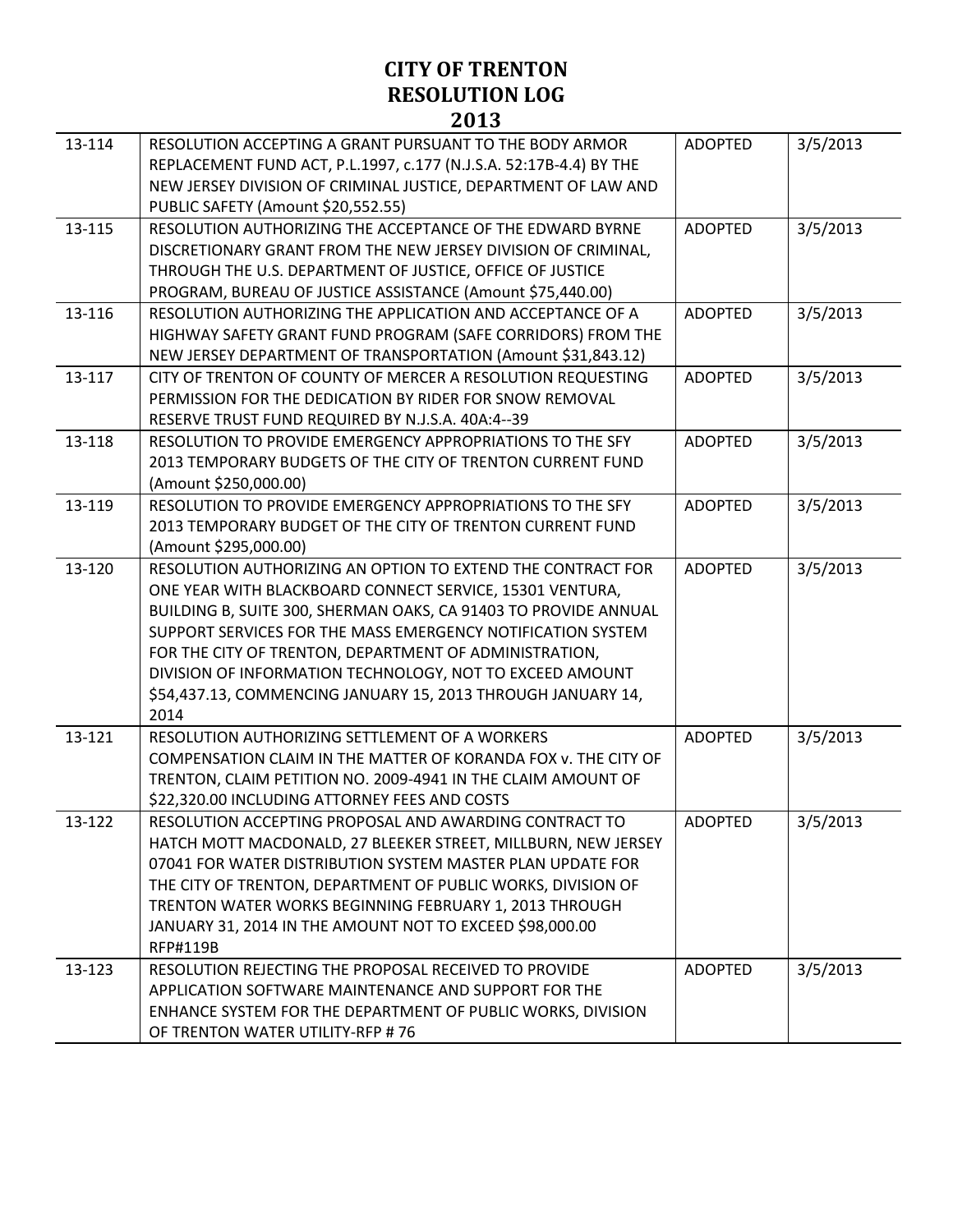# CITY OF TRENTON
# RESOLUTION LOG
# 2013

| | | | |
|---|---|---|---|
| 13-114 | RESOLUTION ACCEPTING A GRANT PURSUANT TO THE BODY ARMOR REPLACEMENT FUND ACT, P.L.1997, c.177 (N.J.S.A. 52:17B-4.4) BY THE NEW JERSEY DIVISION OF CRIMINAL JUSTICE, DEPARTMENT OF LAW AND PUBLIC SAFETY (Amount $20,552.55) | ADOPTED | 3/5/2013 |
| 13-115 | RESOLUTION AUTHORIZING THE ACCEPTANCE OF THE EDWARD BYRNE DISCRETIONARY GRANT FROM THE NEW JERSEY DIVISION OF CRIMINAL, THROUGH THE U.S. DEPARTMENT OF JUSTICE, OFFICE OF JUSTICE PROGRAM, BUREAU OF JUSTICE ASSISTANCE (Amount $75,440.00) | ADOPTED | 3/5/2013 |
| 13-116 | RESOLUTION AUTHORIZING THE APPLICATION AND ACCEPTANCE OF A HIGHWAY SAFETY GRANT FUND PROGRAM (SAFE CORRIDORS) FROM THE NEW JERSEY DEPARTMENT OF TRANSPORTATION (Amount $31,843.12) | ADOPTED | 3/5/2013 |
| 13-117 | CITY OF TRENTON OF COUNTY OF MERCER A RESOLUTION REQUESTING PERMISSION FOR THE DEDICATION BY RIDER FOR SNOW REMOVAL RESERVE TRUST FUND REQUIRED BY N.J.S.A. 40A:4--39 | ADOPTED | 3/5/2013 |
| 13-118 | RESOLUTION TO PROVIDE EMERGENCY APPROPRIATIONS TO THE SFY 2013 TEMPORARY BUDGETS OF THE CITY OF TRENTON CURRENT FUND (Amount $250,000.00) | ADOPTED | 3/5/2013 |
| 13-119 | RESOLUTION TO PROVIDE EMERGENCY APPROPRIATIONS TO THE SFY 2013 TEMPORARY BUDGET OF THE CITY OF TRENTON CURRENT FUND (Amount $295,000.00) | ADOPTED | 3/5/2013 |
| 13-120 | RESOLUTION AUTHORIZING AN OPTION TO EXTEND THE CONTRACT FOR ONE YEAR WITH BLACKBOARD CONNECT SERVICE, 15301 VENTURA, BUILDING B, SUITE 300, SHERMAN OAKS, CA 91403 TO PROVIDE ANNUAL SUPPORT SERVICES FOR THE MASS EMERGENCY NOTIFICATION SYSTEM FOR THE CITY OF TRENTON, DEPARTMENT OF ADMINISTRATION, DIVISION OF INFORMATION TECHNOLOGY, NOT TO EXCEED AMOUNT $54,437.13, COMMENCING JANUARY 15, 2013 THROUGH JANUARY 14, 2014 | ADOPTED | 3/5/2013 |
| 13-121 | RESOLUTION AUTHORIZING SETTLEMENT OF A WORKERS COMPENSATION CLAIM IN THE MATTER OF KORANDA FOX v. THE CITY OF TRENTON, CLAIM PETITION NO. 2009-4941 IN THE CLAIM AMOUNT OF $22,320.00 INCLUDING ATTORNEY FEES AND COSTS | ADOPTED | 3/5/2013 |
| 13-122 | RESOLUTION ACCEPTING PROPOSAL AND AWARDING CONTRACT TO HATCH MOTT MACDONALD, 27 BLEEKER STREET, MILLBURN, NEW JERSEY 07041 FOR WATER DISTRIBUTION SYSTEM MASTER PLAN UPDATE FOR THE CITY OF TRENTON, DEPARTMENT OF PUBLIC WORKS, DIVISION OF TRENTON WATER WORKS BEGINNING FEBRUARY 1, 2013 THROUGH JANUARY 31, 2014 IN THE AMOUNT NOT TO EXCEED $98,000.00 RFP#119B | ADOPTED | 3/5/2013 |
| 13-123 | RESOLUTION REJECTING THE PROPOSAL RECEIVED TO PROVIDE APPLICATION SOFTWARE MAINTENANCE AND SUPPORT FOR THE ENHANCE SYSTEM FOR THE DEPARTMENT OF PUBLIC WORKS, DIVISION OF TRENTON WATER UTILITY-RFP # 76 | ADOPTED | 3/5/2013 |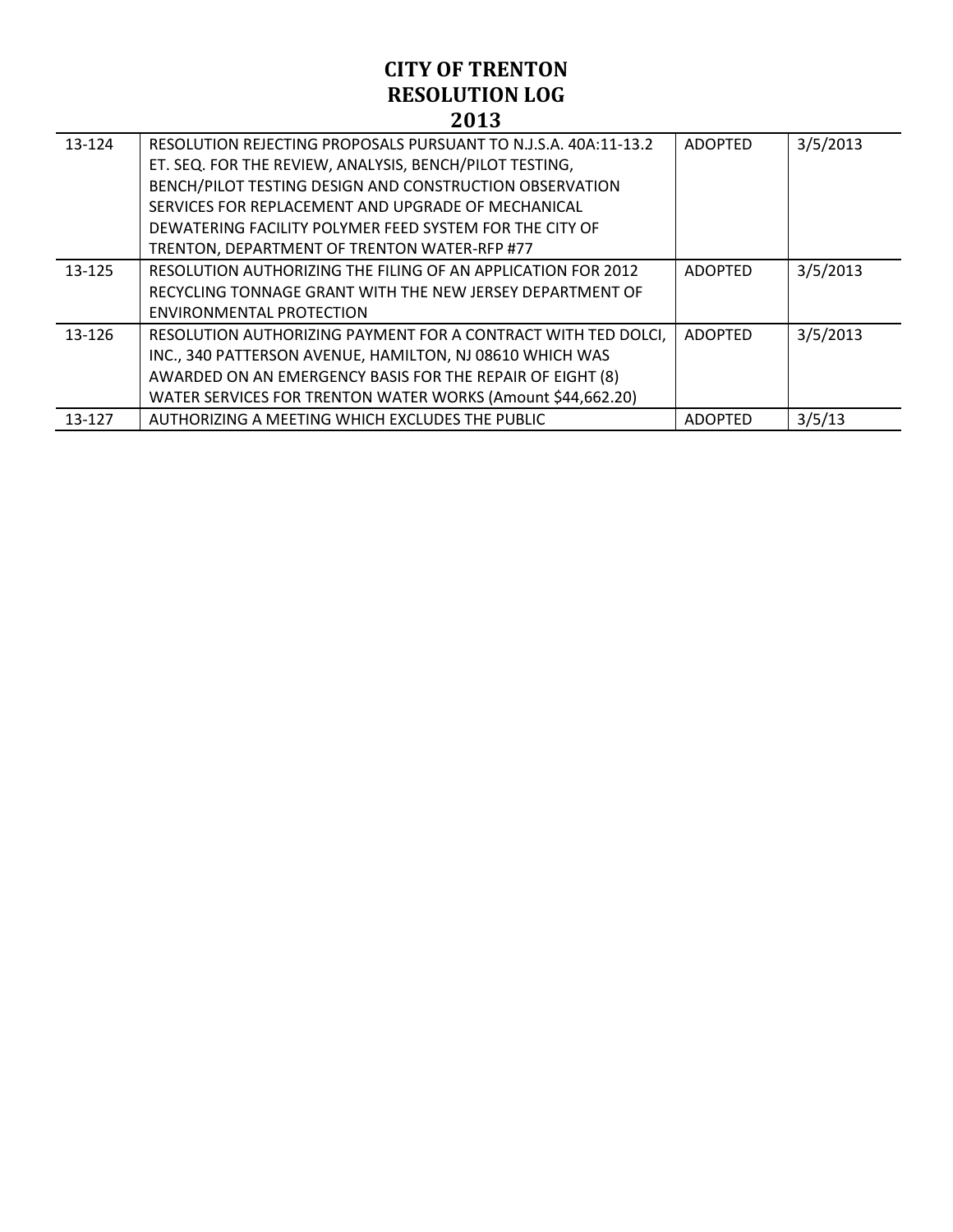# CITY OF TRENTON
# RESOLUTION LOG
# 2013

| | | | |
|---|---|---|---|
| 13-124 | RESOLUTION REJECTING PROPOSALS PURSUANT TO N.J.S.A. 40A:11-13.2 ET. SEQ. FOR THE REVIEW, ANALYSIS, BENCH/PILOT TESTING, BENCH/PILOT TESTING DESIGN AND CONSTRUCTION OBSERVATION SERVICES FOR REPLACEMENT AND UPGRADE OF MECHANICAL DEWATERING FACILITY POLYMER FEED SYSTEM FOR THE CITY OF TRENTON, DEPARTMENT OF TRENTON WATER-RFP #77 | ADOPTED | 3/5/2013 |
| 13-125 | RESOLUTION AUTHORIZING THE FILING OF AN APPLICATION FOR 2012 RECYCLING TONNAGE GRANT WITH THE NEW JERSEY DEPARTMENT OF ENVIRONMENTAL PROTECTION | ADOPTED | 3/5/2013 |
| 13-126 | RESOLUTION AUTHORIZING PAYMENT FOR A CONTRACT WITH TED DOLCI, INC., 340 PATTERSON AVENUE, HAMILTON, NJ 08610 WHICH WAS AWARDED ON AN EMERGENCY BASIS FOR THE REPAIR OF EIGHT (8) WATER SERVICES FOR TRENTON WATER WORKS (Amount $44,662.20) | ADOPTED | 3/5/2013 |
| 13-127 | AUTHORIZING A MEETING WHICH EXCLUDES THE PUBLIC | ADOPTED | 3/5/13 |